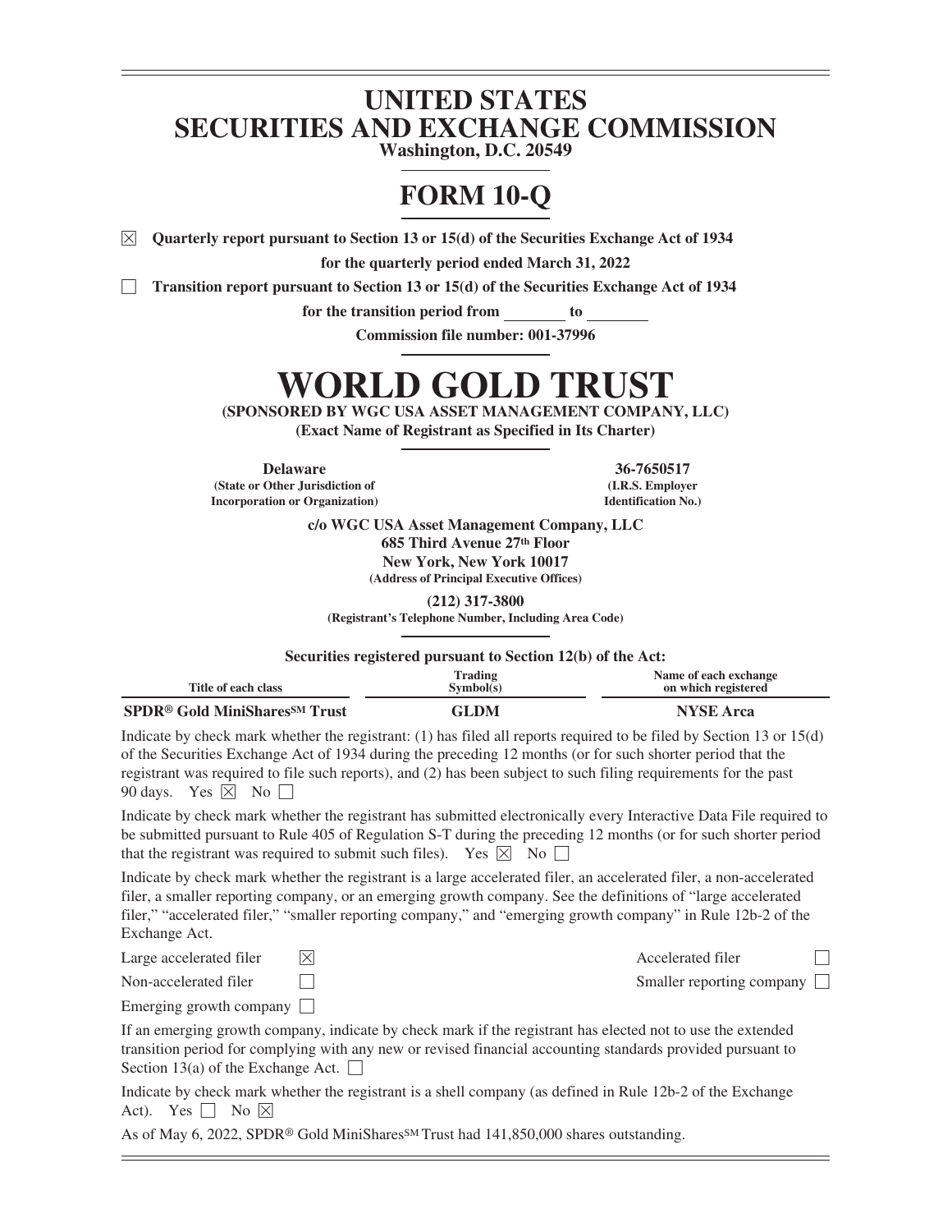# UNITED STATES
# SECURITIES AND EXCHANGE COMMISSION

**Washington, D.C. 20549**

# FORM 10-Q

☒ **Quarterly report pursuant to Section 13 or 15(d) of the Securities Exchange Act of 1934**

**for the quarterly period ended March 31, 2022**

☐ **Transition report pursuant to Section 13 or 15(d) of the Securities Exchange Act of 1934**

**for the transition period from \_\_\_\_\_\_\_\_ to \_\_\_\_\_\_\_\_**

**Commission file number: 001-37996**

# WORLD GOLD TRUST

**(SPONSORED BY WGC USA ASSET MANAGEMENT COMPANY, LLC)**

**(Exact Name of Registrant as Specified in Its Charter)**

| **Delaware** | **36-7650517** |
|---|---|
| **(State or Other Jurisdiction of Incorporation or Organization)** | **(I.R.S. Employer Identification No.)** |

**c/o WGC USA Asset Management Company, LLC**
**685 Third Avenue 27th Floor**
**New York, New York 10017**
**(Address of Principal Executive Offices)**

**(212) 317-3800**
**(Registrant's Telephone Number, Including Area Code)**

**Securities registered pursuant to Section 12(b) of the Act:**

| Title of each class | Trading Symbol(s) | Name of each exchange on which registered |
|---|---|---|
| **SPDR® Gold MiniShares℠ Trust** | **GLDM** | **NYSE Arca** |

Indicate by check mark whether the registrant: (1) has filed all reports required to be filed by Section 13 or 15(d) of the Securities Exchange Act of 1934 during the preceding 12 months (or for such shorter period that the registrant was required to file such reports), and (2) has been subject to such filing requirements for the past 90 days. Yes ☒ No ☐

Indicate by check mark whether the registrant has submitted electronically every Interactive Data File required to be submitted pursuant to Rule 405 of Regulation S-T during the preceding 12 months (or for such shorter period that the registrant was required to submit such files). Yes ☒ No ☐

Indicate by check mark whether the registrant is a large accelerated filer, an accelerated filer, a non-accelerated filer, a smaller reporting company, or an emerging growth company. See the definitions of "large accelerated filer," "accelerated filer," "smaller reporting company," and "emerging growth company" in Rule 12b-2 of the Exchange Act.

| | | | |
|---|---|---|---|
| Large accelerated filer | ☒ | Accelerated filer | ☐ |
| Non-accelerated filer | ☐ | Smaller reporting company | ☐ |
| Emerging growth company | ☐ | | |

If an emerging growth company, indicate by check mark if the registrant has elected not to use the extended transition period for complying with any new or revised financial accounting standards provided pursuant to Section 13(a) of the Exchange Act. ☐

Indicate by check mark whether the registrant is a shell company (as defined in Rule 12b-2 of the Exchange Act). Yes ☐ No ☒

As of May 6, 2022, SPDR® Gold MiniShares℠ Trust had 141,850,000 shares outstanding.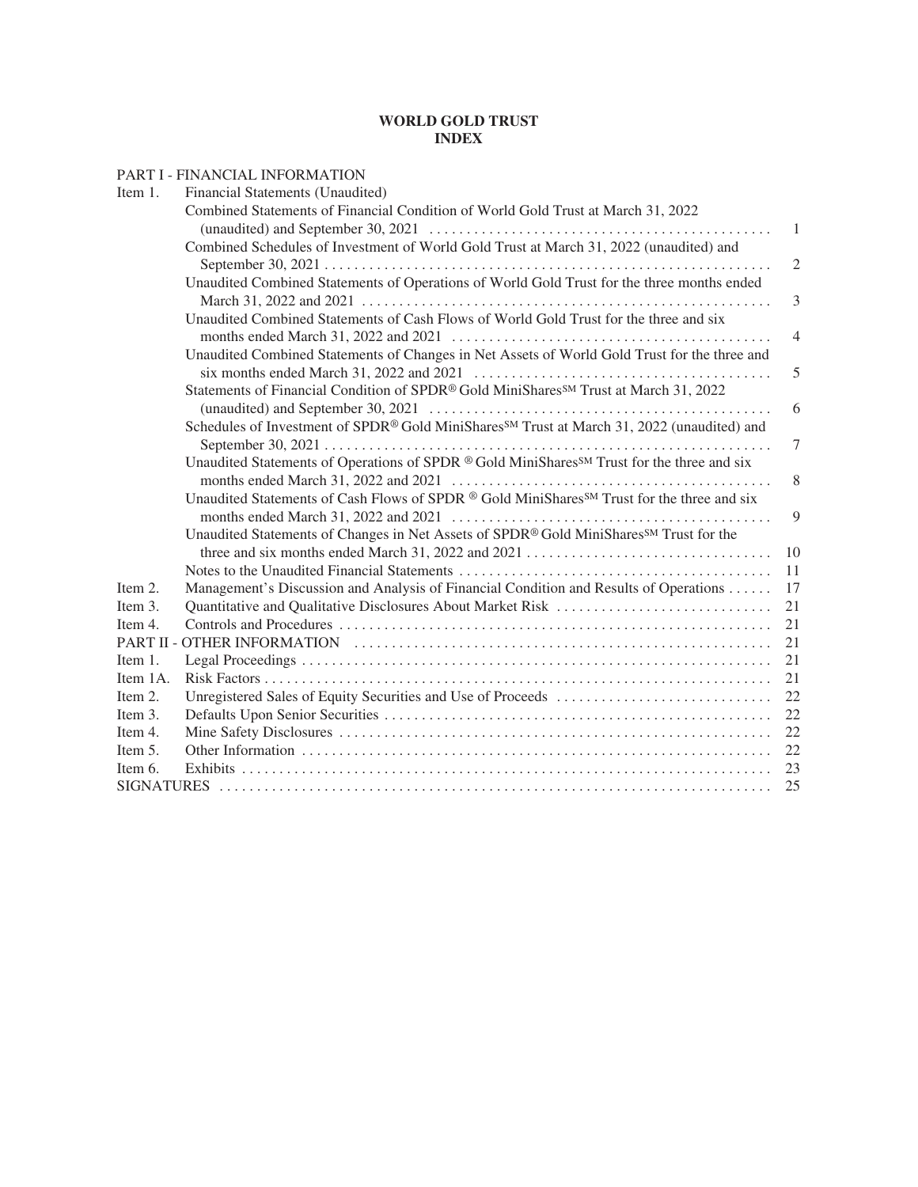# WORLD GOLD TRUST
## INDEX

| | | |
|---|---|---|
| PART I - FINANCIAL INFORMATION | | |
| Item 1. | Financial Statements (Unaudited) | |
| | Combined Statements of Financial Condition of World Gold Trust at March 31, 2022 (unaudited) and September 30, 2021 | 1 |
| | Combined Schedules of Investment of World Gold Trust at March 31, 2022 (unaudited) and September 30, 2021 | 2 |
| | Unaudited Combined Statements of Operations of World Gold Trust for the three months ended March 31, 2022 and 2021 | 3 |
| | Unaudited Combined Statements of Cash Flows of World Gold Trust for the three and six months ended March 31, 2022 and 2021 | 4 |
| | Unaudited Combined Statements of Changes in Net Assets of World Gold Trust for the three and six months ended March 31, 2022 and 2021 | 5 |
| | Statements of Financial Condition of SPDR® Gold MiniShares℠ Trust at March 31, 2022 (unaudited) and September 30, 2021 | 6 |
| | Schedules of Investment of SPDR® Gold MiniShares℠ Trust at March 31, 2022 (unaudited) and September 30, 2021 | 7 |
| | Unaudited Statements of Operations of SPDR ® Gold MiniShares℠ Trust for the three and six months ended March 31, 2022 and 2021 | 8 |
| | Unaudited Statements of Cash Flows of SPDR ® Gold MiniShares℠ Trust for the three and six months ended March 31, 2022 and 2021 | 9 |
| | Unaudited Statements of Changes in Net Assets of SPDR® Gold MiniShares℠ Trust for the three and six months ended March 31, 2022 and 2021 | 10 |
| | Notes to the Unaudited Financial Statements | 11 |
| Item 2. | Management's Discussion and Analysis of Financial Condition and Results of Operations | 17 |
| Item 3. | Quantitative and Qualitative Disclosures About Market Risk | 21 |
| Item 4. | Controls and Procedures | 21 |
| PART II - OTHER INFORMATION | | 21 |
| Item 1. | Legal Proceedings | 21 |
| Item 1A. | Risk Factors | 21 |
| Item 2. | Unregistered Sales of Equity Securities and Use of Proceeds | 22 |
| Item 3. | Defaults Upon Senior Securities | 22 |
| Item 4. | Mine Safety Disclosures | 22 |
| Item 5. | Other Information | 22 |
| Item 6. | Exhibits | 23 |
| SIGNATURES | | 25 |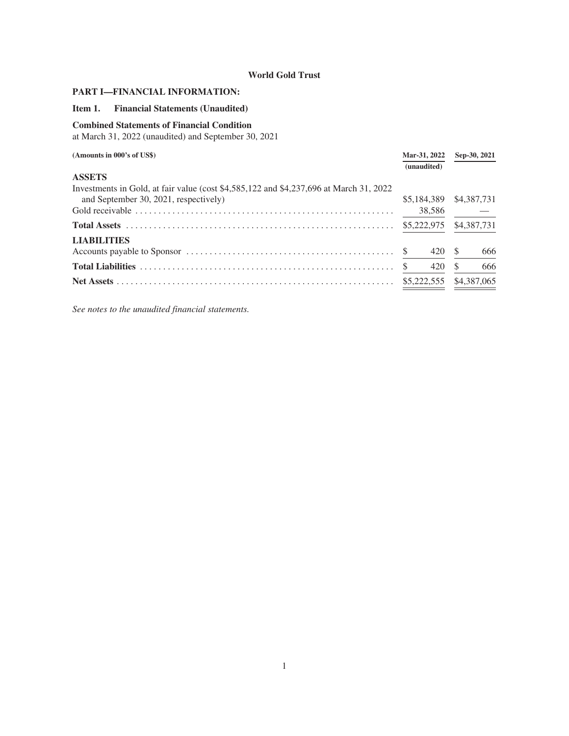## World Gold Trust

### PART I—FINANCIAL INFORMATION:

### Item 1. Financial Statements (Unaudited)

**Combined Statements of Financial Condition**

at March 31, 2022 (unaudited) and September 30, 2021

| (Amounts in 000's of US$) | Mar-31, 2022 (unaudited) | Sep-30, 2021 |
|---|---|---|
| **ASSETS** | | |
| Investments in Gold, at fair value (cost $4,585,122 and $4,237,696 at March 31, 2022 and September 30, 2021, respectively) | $5,184,389 | $4,387,731 |
| Gold receivable | 38,586 | — |
| **Total Assets** | $5,222,975 | $4,387,731 |
| **LIABILITIES** | | |
| Accounts payable to Sponsor | $ 420 | $ 666 |
| **Total Liabilities** | $ 420 | $ 666 |
| **Net Assets** | $5,222,555 | $4,387,065 |

*See notes to the unaudited financial statements.*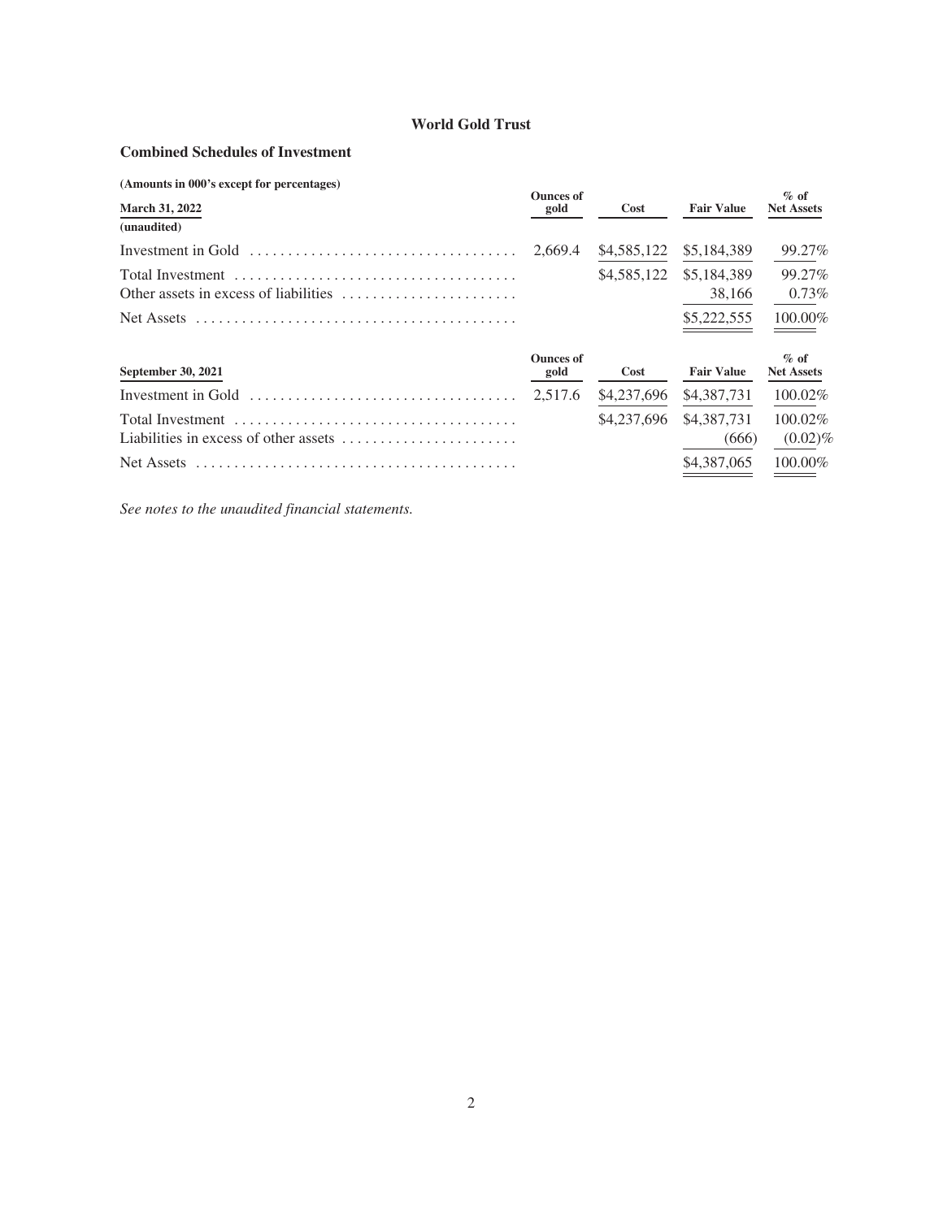## World Gold Trust

### Combined Schedules of Investment

**(Amounts in 000's except for percentages)**

| **March 31, 2022** **(unaudited)** | **Ounces of gold** | **Cost** | **Fair Value** | **% of Net Assets** |
|---|---|---|---|---|
| Investment in Gold | 2,669.4 | $4,585,122 | $5,184,389 | 99.27% |
| Total Investment | | $4,585,122 | $5,184,389 | 99.27% |
| Other assets in excess of liabilities | | | 38,166 | 0.73% |
| Net Assets | | | $5,222,555 | 100.00% |

| **September 30, 2021** | **Ounces of gold** | **Cost** | **Fair Value** | **% of Net Assets** |
|---|---|---|---|---|
| Investment in Gold | 2,517.6 | $4,237,696 | $4,387,731 | 100.02% |
| Total Investment | | $4,237,696 | $4,387,731 | 100.02% |
| Liabilities in excess of other assets | | | (666) | (0.02)% |
| Net Assets | | | $4,387,065 | 100.00% |

*See notes to the unaudited financial statements.*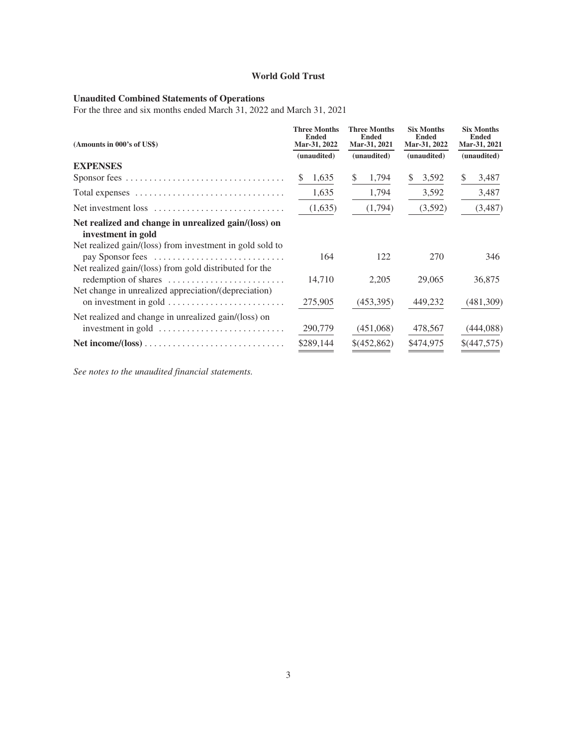# World Gold Trust

## Unaudited Combined Statements of Operations

For the three and six months ended March 31, 2022 and March 31, 2021

| (Amounts in 000's of US$) | Three Months Ended Mar-31, 2022 | Three Months Ended Mar-31, 2021 | Six Months Ended Mar-31, 2022 | Six Months Ended Mar-31, 2021 |
|---|---|---|---|---|
| | (unaudited) | (unaudited) | (unaudited) | (unaudited) |
| **EXPENSES** | | | | |
| Sponsor fees | $ 1,635 | $ 1,794 | $ 3,592 | $ 3,487 |
| Total expenses | 1,635 | 1,794 | 3,592 | 3,487 |
| Net investment loss | (1,635) | (1,794) | (3,592) | (3,487) |
| **Net realized and change in unrealized gain/(loss) on investment in gold** | | | | |
| Net realized gain/(loss) from investment in gold sold to pay Sponsor fees | 164 | 122 | 270 | 346 |
| Net realized gain/(loss) from gold distributed for the redemption of shares | 14,710 | 2,205 | 29,065 | 36,875 |
| Net change in unrealized appreciation/(depreciation) on investment in gold | 275,905 | (453,395) | 449,232 | (481,309) |
| Net realized and change in unrealized gain/(loss) on investment in gold | 290,779 | (451,068) | 478,567 | (444,088) |
| **Net income/(loss)** | $289,144 | $(452,862) | $474,975 | $(447,575) |

*See notes to the unaudited financial statements.*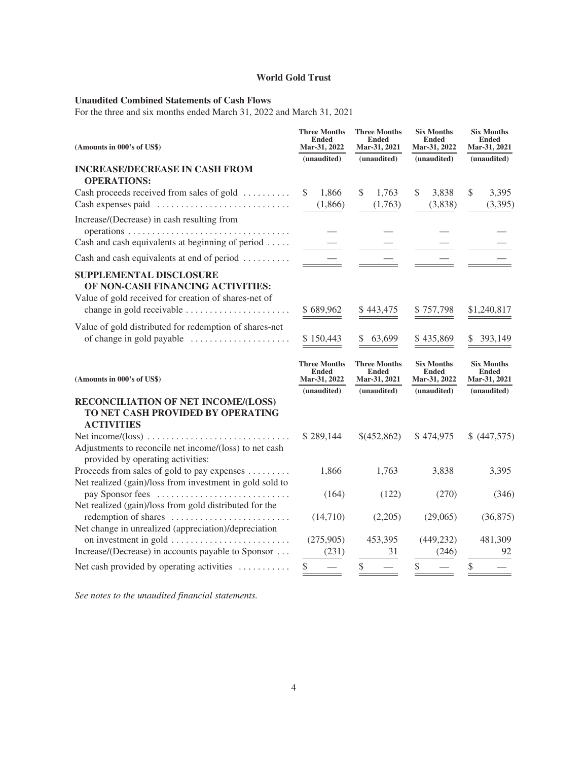**World Gold Trust**

**Unaudited Combined Statements of Cash Flows**

For the three and six months ended March 31, 2022 and March 31, 2021

| (Amounts in 000's of US$) | Three Months Ended Mar-31, 2022 (unaudited) | Three Months Ended Mar-31, 2021 (unaudited) | Six Months Ended Mar-31, 2022 (unaudited) | Six Months Ended Mar-31, 2021 (unaudited) |
|---|---|---|---|---|
| **INCREASE/DECREASE IN CASH FROM OPERATIONS:** | | | | |
| Cash proceeds received from sales of gold | $ 1,866 | $ 1,763 | $ 3,838 | $ 3,395 |
| Cash expenses paid | (1,866) | (1,763) | (3,838) | (3,395) |
| Increase/(Decrease) in cash resulting from operations | — | — | — | — |
| Cash and cash equivalents at beginning of period | — | — | — | — |
| Cash and cash equivalents at end of period | — | — | — | — |
| **SUPPLEMENTAL DISCLOSURE OF NON-CASH FINANCING ACTIVITIES:** | | | | |
| Value of gold received for creation of shares-net of change in gold receivable | $ 689,962 | $ 443,475 | $ 757,798 | $1,240,817 |
| Value of gold distributed for redemption of shares-net of change in gold payable | $ 150,443 | $ 63,699 | $ 435,869 | $ 393,149 |

| (Amounts in 000's of US$) | Three Months Ended Mar-31, 2022 (unaudited) | Three Months Ended Mar-31, 2021 (unaudited) | Six Months Ended Mar-31, 2022 (unaudited) | Six Months Ended Mar-31, 2021 (unaudited) |
|---|---|---|---|---|
| **RECONCILIATION OF NET INCOME/(LOSS) TO NET CASH PROVIDED BY OPERATING ACTIVITIES** | | | | |
| Net income/(loss) | $ 289,144 | $(452,862) | $ 474,975 | $ (447,575) |
| Adjustments to reconcile net income/(loss) to net cash provided by operating activities: | | | | |
| Proceeds from sales of gold to pay expenses | 1,866 | 1,763 | 3,838 | 3,395 |
| Net realized (gain)/loss from investment in gold sold to pay Sponsor fees | (164) | (122) | (270) | (346) |
| Net realized (gain)/loss from gold distributed for the redemption of shares | (14,710) | (2,205) | (29,065) | (36,875) |
| Net change in unrealized (appreciation)/depreciation on investment in gold | (275,905) | 453,395 | (449,232) | 481,309 |
| Increase/(Decrease) in accounts payable to Sponsor | (231) | 31 | (246) | 92 |
| Net cash provided by operating activities | $ — | $ — | $ — | $ — |

*See notes to the unaudited financial statements.*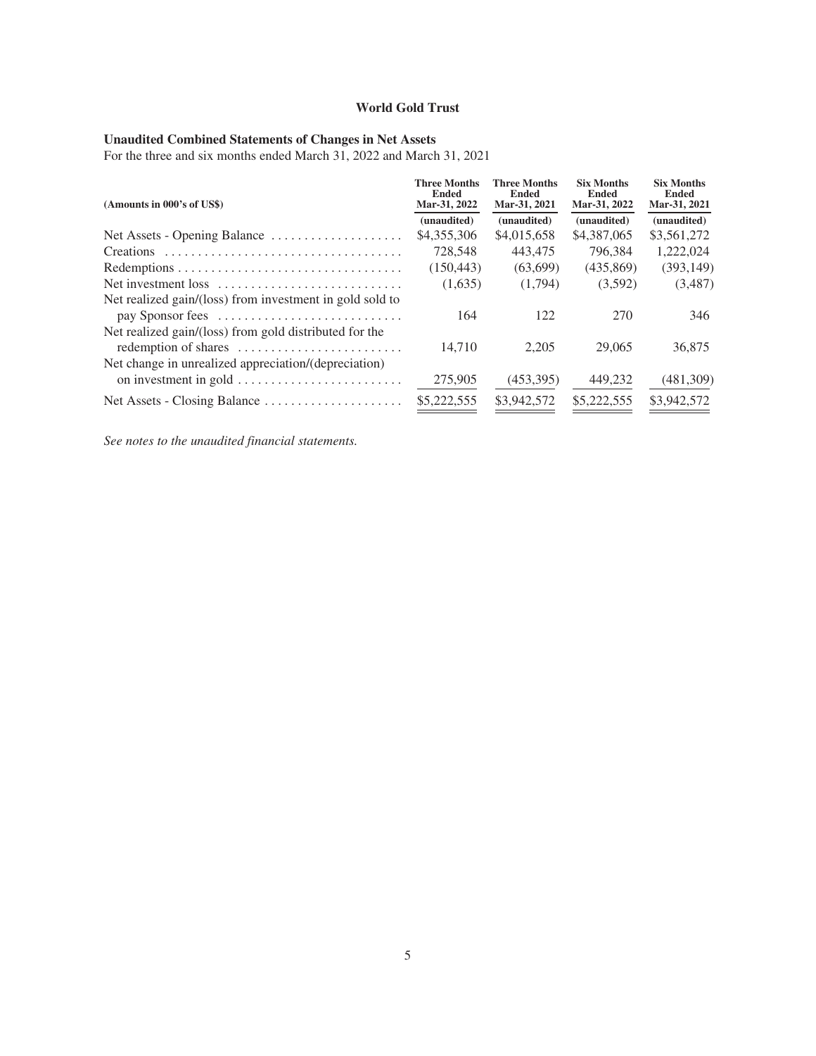# World Gold Trust

## Unaudited Combined Statements of Changes in Net Assets

For the three and six months ended March 31, 2022 and March 31, 2021

| (Amounts in 000's of US$) | Three Months Ended Mar-31, 2022 | Three Months Ended Mar-31, 2021 | Six Months Ended Mar-31, 2022 | Six Months Ended Mar-31, 2021 |
|---|---|---|---|---|
| | (unaudited) | (unaudited) | (unaudited) | (unaudited) |
| Net Assets - Opening Balance | $4,355,306 | $4,015,658 | $4,387,065 | $3,561,272 |
| Creations | 728,548 | 443,475 | 796,384 | 1,222,024 |
| Redemptions | (150,443) | (63,699) | (435,869) | (393,149) |
| Net investment loss | (1,635) | (1,794) | (3,592) | (3,487) |
| Net realized gain/(loss) from investment in gold sold to pay Sponsor fees | 164 | 122 | 270 | 346 |
| Net realized gain/(loss) from gold distributed for the redemption of shares | 14,710 | 2,205 | 29,065 | 36,875 |
| Net change in unrealized appreciation/(depreciation) on investment in gold | 275,905 | (453,395) | 449,232 | (481,309) |
| Net Assets - Closing Balance | $5,222,555 | $3,942,572 | $5,222,555 | $3,942,572 |

*See notes to the unaudited financial statements.*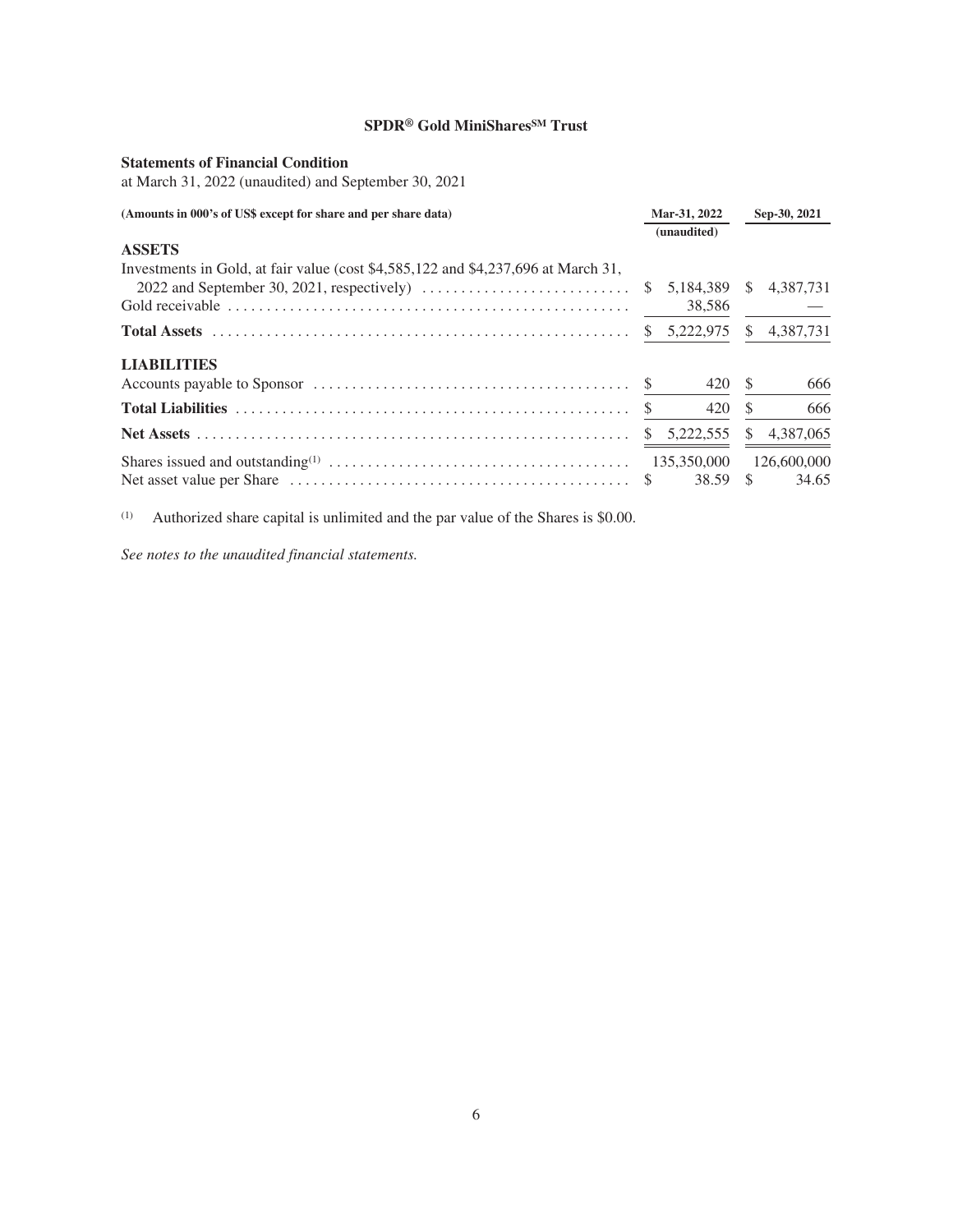# SPDR® Gold MiniShares℠ Trust

**Statements of Financial Condition**

at March 31, 2022 (unaudited) and September 30, 2021

| (Amounts in 000's of US$ except for share and per share data) | Mar-31, 2022 (unaudited) | Sep-30, 2021 |
|---|---|---|
| **ASSETS** | | |
| Investments in Gold, at fair value (cost $4,585,122 and $4,237,696 at March 31, 2022 and September 30, 2021, respectively) | $ 5,184,389 | $ 4,387,731 |
| Gold receivable | 38,586 | — |
| **Total Assets** | $ 5,222,975 | $ 4,387,731 |
| **LIABILITIES** | | |
| Accounts payable to Sponsor | $ 420 | $ 666 |
| **Total Liabilities** | $ 420 | $ 666 |
| **Net Assets** | $ 5,222,555 | $ 4,387,065 |
| Shares issued and outstanding[(1)] | 135,350,000 | 126,600,000 |
| Net asset value per Share | $ 38.59 | $ 34.65 |

(1) Authorized share capital is unlimited and the par value of the Shares is $0.00.

*See notes to the unaudited financial statements.*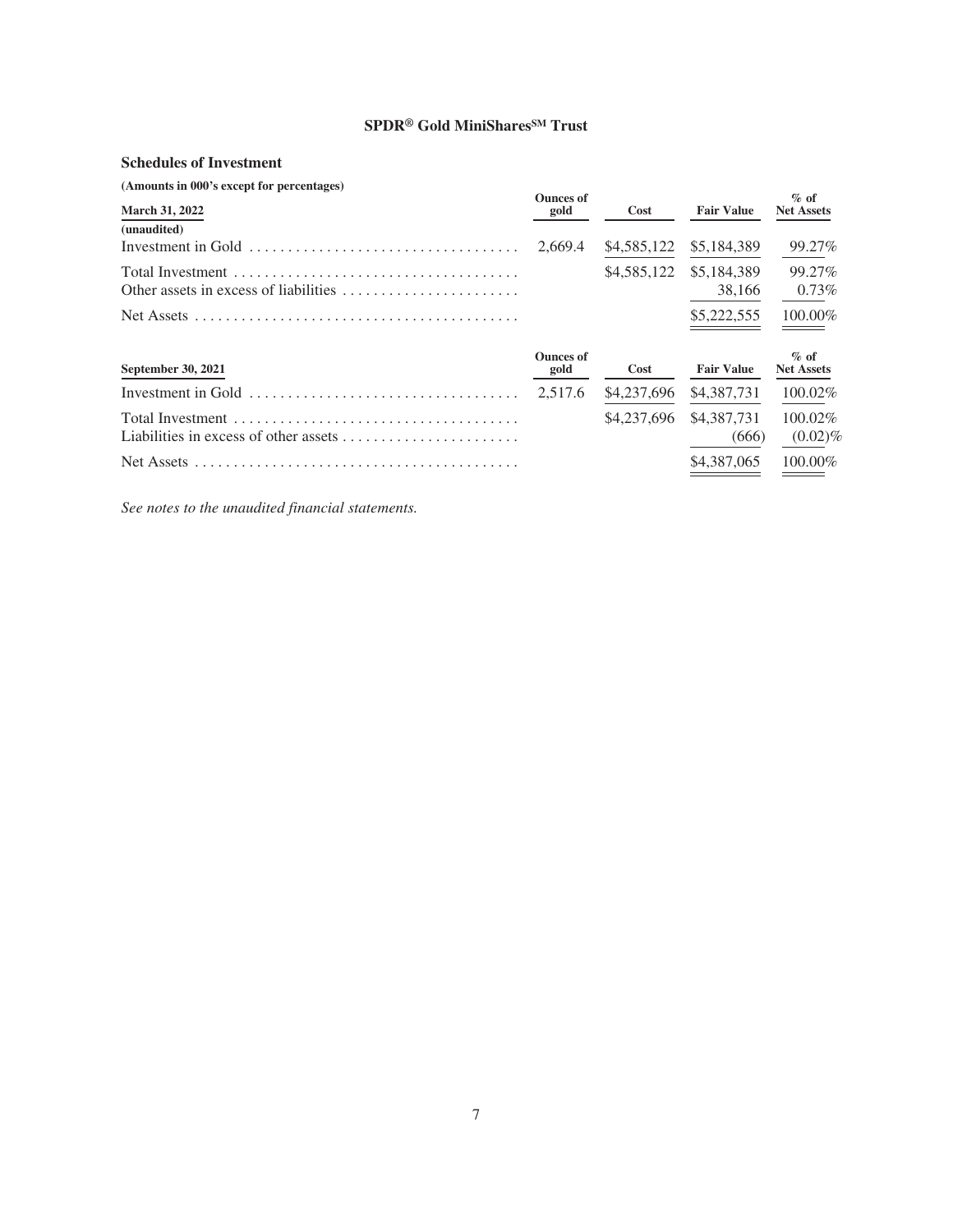# SPDR® Gold MiniShares℠ Trust

## Schedules of Investment

**(Amounts in 000's except for percentages)**

| March 31, 2022 (unaudited) | Ounces of gold | Cost | Fair Value | % of Net Assets |
|---|---|---|---|---|
| Investment in Gold | 2,669.4 | $4,585,122 | $5,184,389 | 99.27% |
| Total Investment | | $4,585,122 | $5,184,389 | 99.27% |
| Other assets in excess of liabilities | | | 38,166 | 0.73% |
| Net Assets | | | $5,222,555 | 100.00% |

| September 30, 2021 | Ounces of gold | Cost | Fair Value | % of Net Assets |
|---|---|---|---|---|
| Investment in Gold | 2,517.6 | $4,237,696 | $4,387,731 | 100.02% |
| Total Investment | | $4,237,696 | $4,387,731 | 100.02% |
| Liabilities in excess of other assets | | | (666) | (0.02)% |
| Net Assets | | | $4,387,065 | 100.00% |

*See notes to the unaudited financial statements.*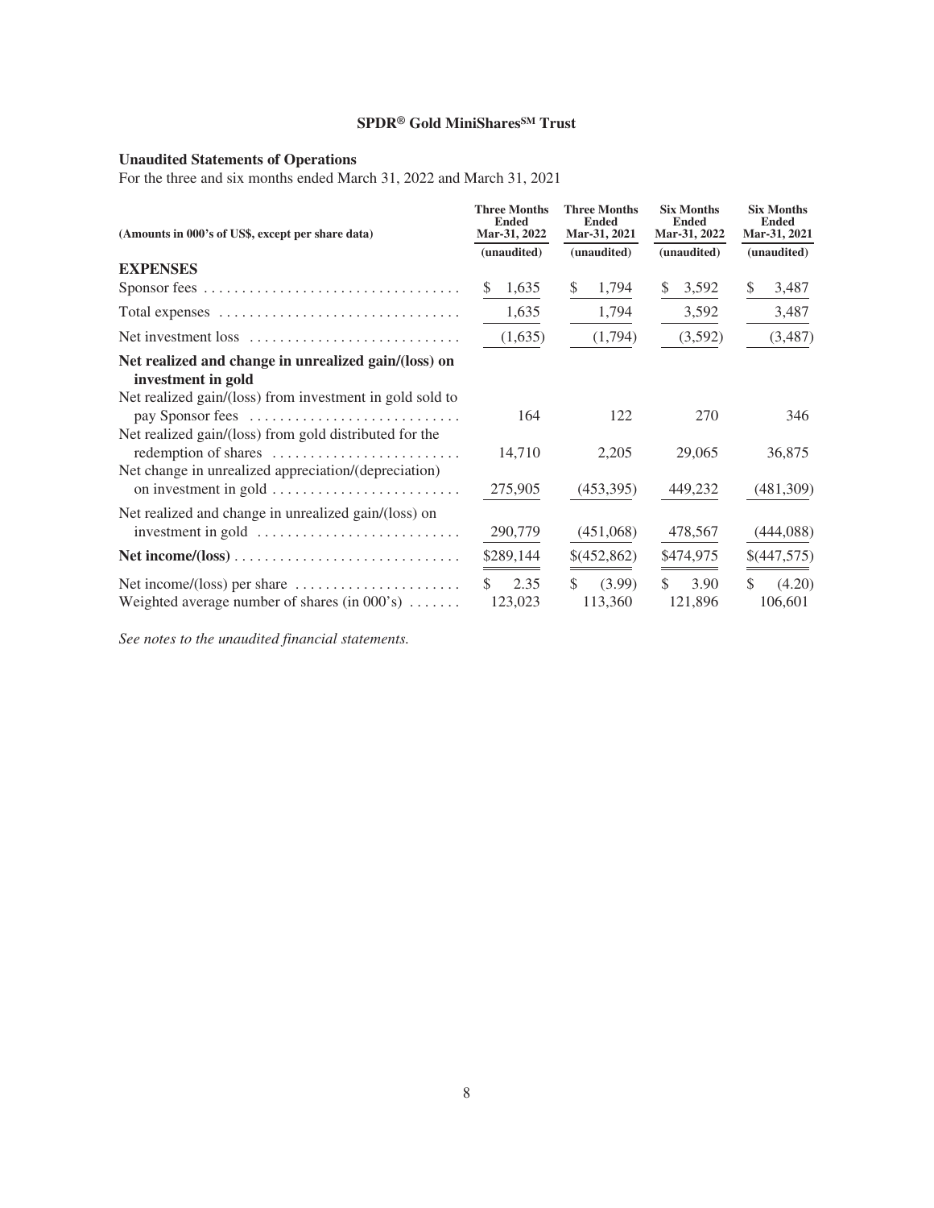# SPDR® Gold MiniShares℠ Trust

## Unaudited Statements of Operations

For the three and six months ended March 31, 2022 and March 31, 2021

| (Amounts in 000's of US$, except per share data) | Three Months Ended Mar-31, 2022 (unaudited) | Three Months Ended Mar-31, 2021 (unaudited) | Six Months Ended Mar-31, 2022 (unaudited) | Six Months Ended Mar-31, 2021 (unaudited) |
|---|---|---|---|---|
| **EXPENSES** | | | | |
| Sponsor fees | $ 1,635 | $ 1,794 | $ 3,592 | $ 3,487 |
| Total expenses | 1,635 | 1,794 | 3,592 | 3,487 |
| Net investment loss | (1,635) | (1,794) | (3,592) | (3,487) |
| **Net realized and change in unrealized gain/(loss) on investment in gold** | | | | |
| Net realized gain/(loss) from investment in gold sold to pay Sponsor fees | 164 | 122 | 270 | 346 |
| Net realized gain/(loss) from gold distributed for the redemption of shares | 14,710 | 2,205 | 29,065 | 36,875 |
| Net change in unrealized appreciation/(depreciation) on investment in gold | 275,905 | (453,395) | 449,232 | (481,309) |
| Net realized and change in unrealized gain/(loss) on investment in gold | 290,779 | (451,068) | 478,567 | (444,088) |
| **Net income/(loss)** | $289,144 | $(452,862) | $474,975 | $(447,575) |
| Net income/(loss) per share | $ 2.35 | $ (3.99) | $ 3.90 | $ (4.20) |
| Weighted average number of shares (in 000's) | 123,023 | 113,360 | 121,896 | 106,601 |

*See notes to the unaudited financial statements.*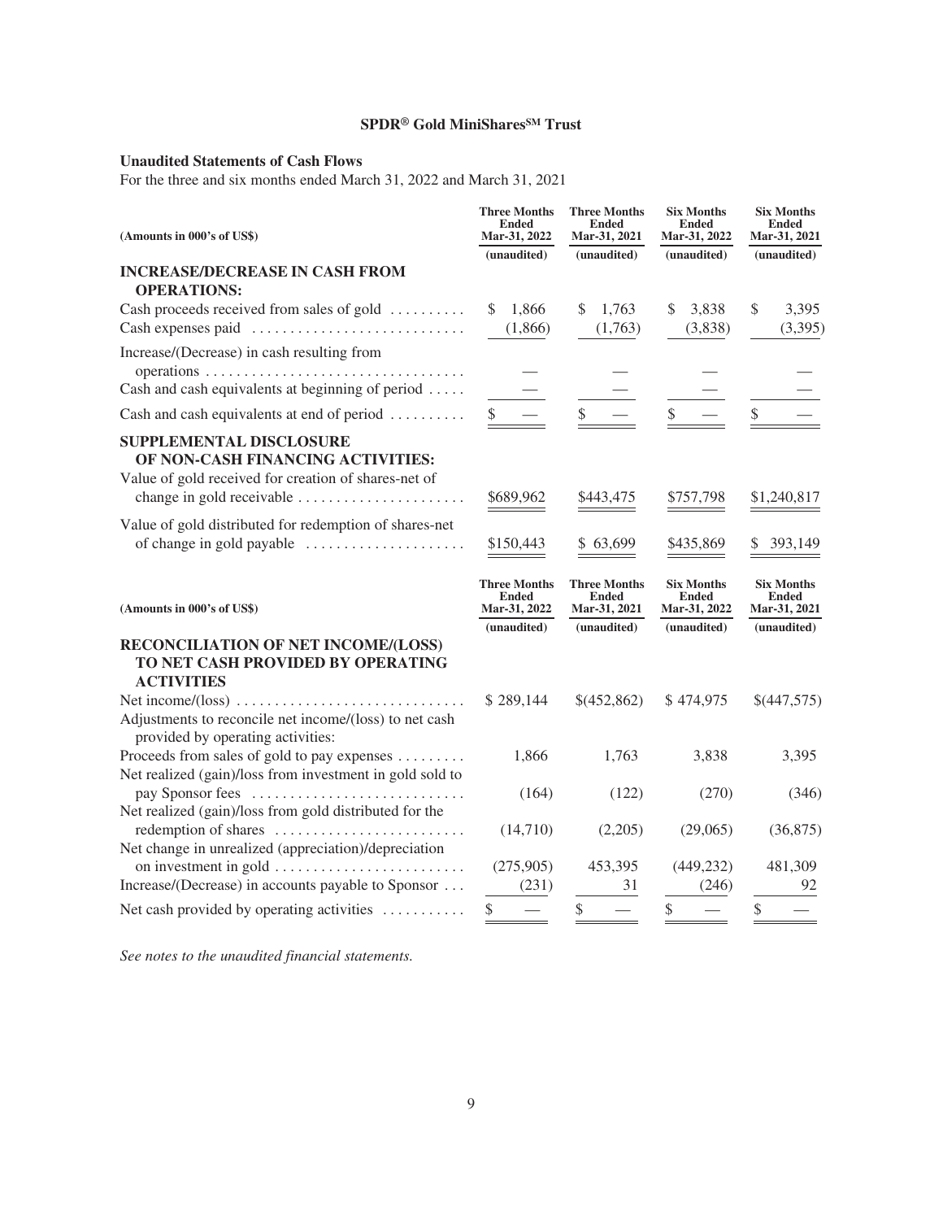**SPDR® Gold MiniShares℠ Trust**

**Unaudited Statements of Cash Flows**

For the three and six months ended March 31, 2022 and March 31, 2021

| (Amounts in 000's of US$) | Three Months Ended Mar-31, 2022 (unaudited) | Three Months Ended Mar-31, 2021 (unaudited) | Six Months Ended Mar-31, 2022 (unaudited) | Six Months Ended Mar-31, 2021 (unaudited) |
|---|---|---|---|---|
| **INCREASE/DECREASE IN CASH FROM OPERATIONS:** | | | | |
| Cash proceeds received from sales of gold | $ 1,866 | $ 1,763 | $ 3,838 | $ 3,395 |
| Cash expenses paid | (1,866) | (1,763) | (3,838) | (3,395) |
| Increase/(Decrease) in cash resulting from operations | — | — | — | — |
| Cash and cash equivalents at beginning of period | — | — | — | — |
| Cash and cash equivalents at end of period | $ — | $ — | $ — | $ — |
| **SUPPLEMENTAL DISCLOSURE OF NON-CASH FINANCING ACTIVITIES:** | | | | |
| Value of gold received for creation of shares-net of change in gold receivable | $689,962 | $443,475 | $757,798 | $1,240,817 |
| Value of gold distributed for redemption of shares-net of change in gold payable | $150,443 | $ 63,699 | $435,869 | $ 393,149 |

| (Amounts in 000's of US$) | Three Months Ended Mar-31, 2022 (unaudited) | Three Months Ended Mar-31, 2021 (unaudited) | Six Months Ended Mar-31, 2022 (unaudited) | Six Months Ended Mar-31, 2021 (unaudited) |
|---|---|---|---|---|
| **RECONCILIATION OF NET INCOME/(LOSS) TO NET CASH PROVIDED BY OPERATING ACTIVITIES** | | | | |
| Net income/(loss) | $ 289,144 | $(452,862) | $ 474,975 | $(447,575) |
| Adjustments to reconcile net income/(loss) to net cash provided by operating activities: | | | | |
| Proceeds from sales of gold to pay expenses | 1,866 | 1,763 | 3,838 | 3,395 |
| Net realized (gain)/loss from investment in gold sold to pay Sponsor fees | (164) | (122) | (270) | (346) |
| Net realized (gain)/loss from gold distributed for the redemption of shares | (14,710) | (2,205) | (29,065) | (36,875) |
| Net change in unrealized (appreciation)/depreciation on investment in gold | (275,905) | 453,395 | (449,232) | 481,309 |
| Increase/(Decrease) in accounts payable to Sponsor | (231) | 31 | (246) | 92 |
| Net cash provided by operating activities | $ — | $ — | $ — | $ — |

*See notes to the unaudited financial statements.*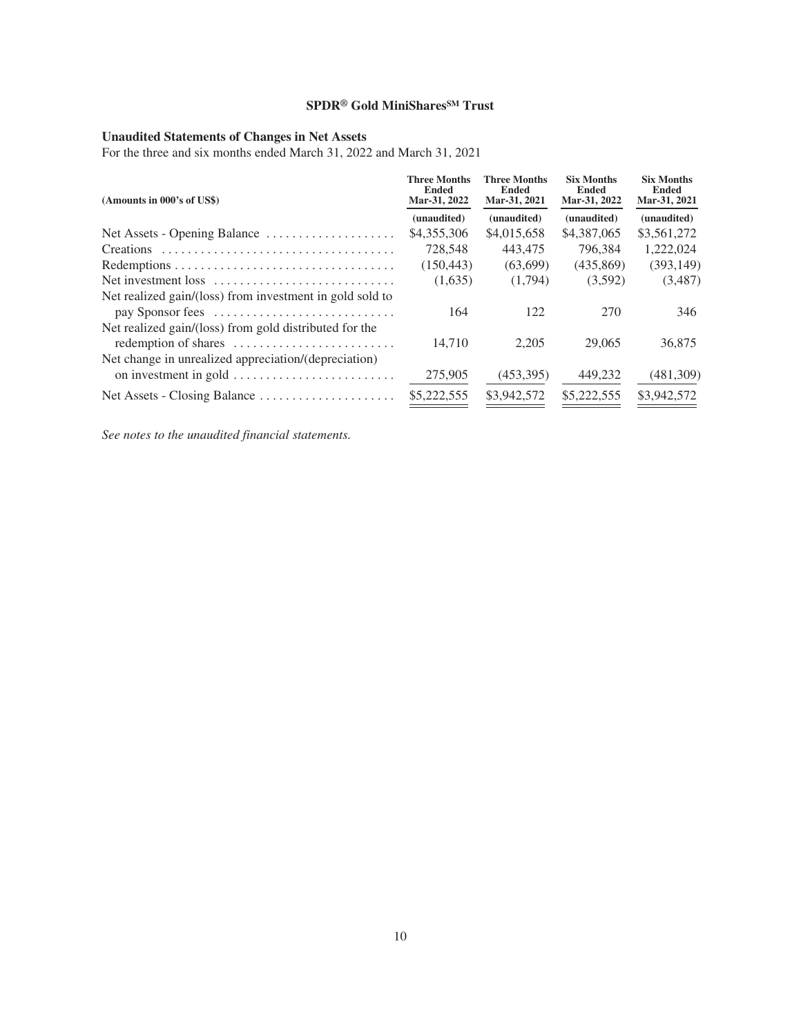# SPDR® Gold MiniShares℠ Trust

## Unaudited Statements of Changes in Net Assets

For the three and six months ended March 31, 2022 and March 31, 2021

| (Amounts in 000's of US$) | Three Months Ended Mar-31, 2022 | Three Months Ended Mar-31, 2021 | Six Months Ended Mar-31, 2022 | Six Months Ended Mar-31, 2021 |
|---|---|---|---|---|
| | (unaudited) | (unaudited) | (unaudited) | (unaudited) |
| Net Assets - Opening Balance | $4,355,306 | $4,015,658 | $4,387,065 | $3,561,272 |
| Creations | 728,548 | 443,475 | 796,384 | 1,222,024 |
| Redemptions | (150,443) | (63,699) | (435,869) | (393,149) |
| Net investment loss | (1,635) | (1,794) | (3,592) | (3,487) |
| Net realized gain/(loss) from investment in gold sold to pay Sponsor fees | 164 | 122 | 270 | 346 |
| Net realized gain/(loss) from gold distributed for the redemption of shares | 14,710 | 2,205 | 29,065 | 36,875 |
| Net change in unrealized appreciation/(depreciation) on investment in gold | 275,905 | (453,395) | 449,232 | (481,309) |
| Net Assets - Closing Balance | $5,222,555 | $3,942,572 | $5,222,555 | $3,942,572 |

*See notes to the unaudited financial statements.*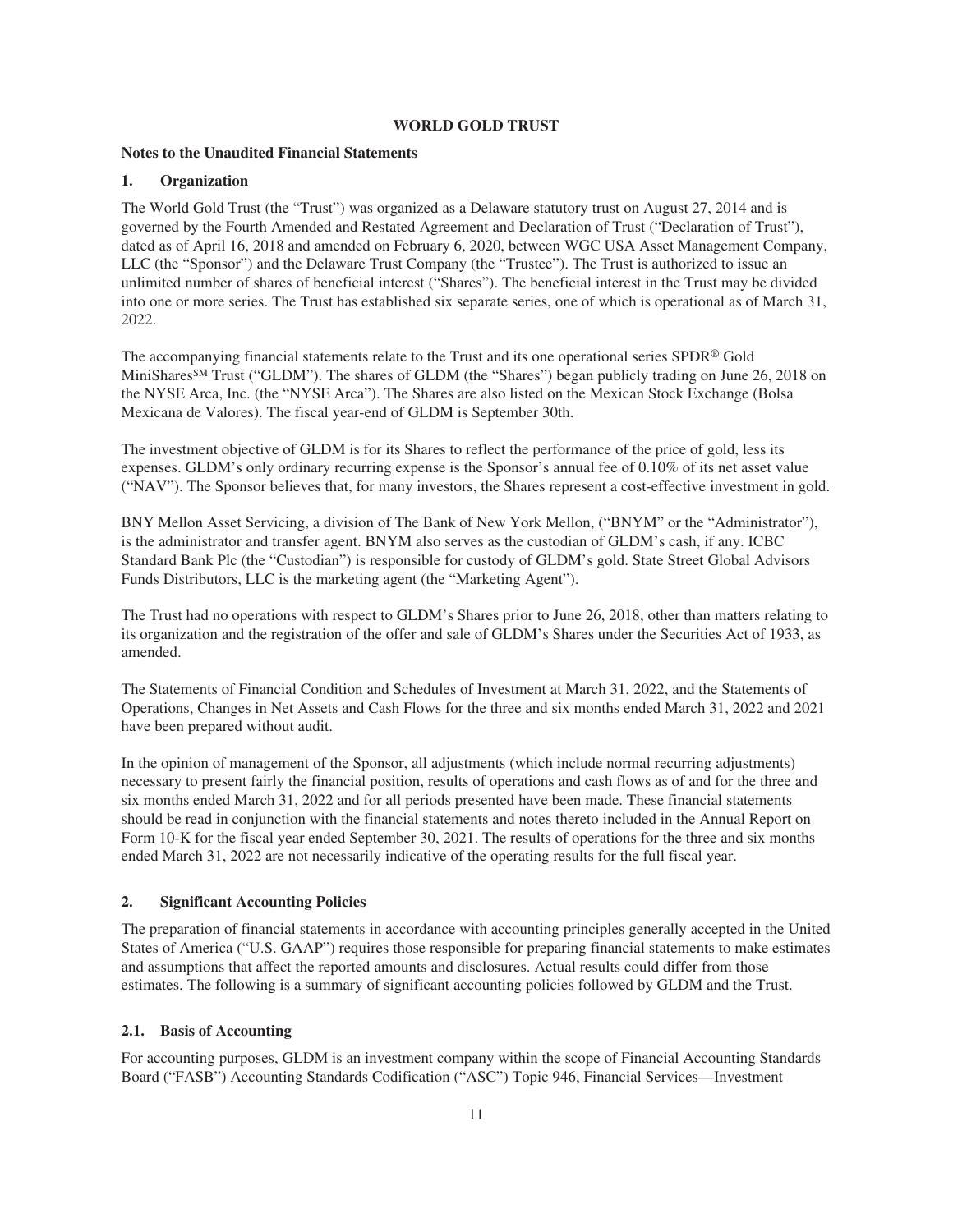# WORLD GOLD TRUST

## Notes to the Unaudited Financial Statements

### 1. Organization

The World Gold Trust (the "Trust") was organized as a Delaware statutory trust on August 27, 2014 and is governed by the Fourth Amended and Restated Agreement and Declaration of Trust ("Declaration of Trust"), dated as of April 16, 2018 and amended on February 6, 2020, between WGC USA Asset Management Company, LLC (the "Sponsor") and the Delaware Trust Company (the "Trustee"). The Trust is authorized to issue an unlimited number of shares of beneficial interest ("Shares"). The beneficial interest in the Trust may be divided into one or more series. The Trust has established six separate series, one of which is operational as of March 31, 2022.

The accompanying financial statements relate to the Trust and its one operational series SPDR® Gold MiniShares℠ Trust ("GLDM"). The shares of GLDM (the "Shares") began publicly trading on June 26, 2018 on the NYSE Arca, Inc. (the "NYSE Arca"). The Shares are also listed on the Mexican Stock Exchange (Bolsa Mexicana de Valores). The fiscal year-end of GLDM is September 30th.

The investment objective of GLDM is for its Shares to reflect the performance of the price of gold, less its expenses. GLDM's only ordinary recurring expense is the Sponsor's annual fee of 0.10% of its net asset value ("NAV"). The Sponsor believes that, for many investors, the Shares represent a cost-effective investment in gold.

BNY Mellon Asset Servicing, a division of The Bank of New York Mellon, ("BNYM" or the "Administrator"), is the administrator and transfer agent. BNYM also serves as the custodian of GLDM's cash, if any. ICBC Standard Bank Plc (the "Custodian") is responsible for custody of GLDM's gold. State Street Global Advisors Funds Distributors, LLC is the marketing agent (the "Marketing Agent").

The Trust had no operations with respect to GLDM's Shares prior to June 26, 2018, other than matters relating to its organization and the registration of the offer and sale of GLDM's Shares under the Securities Act of 1933, as amended.

The Statements of Financial Condition and Schedules of Investment at March 31, 2022, and the Statements of Operations, Changes in Net Assets and Cash Flows for the three and six months ended March 31, 2022 and 2021 have been prepared without audit.

In the opinion of management of the Sponsor, all adjustments (which include normal recurring adjustments) necessary to present fairly the financial position, results of operations and cash flows as of and for the three and six months ended March 31, 2022 and for all periods presented have been made. These financial statements should be read in conjunction with the financial statements and notes thereto included in the Annual Report on Form 10-K for the fiscal year ended September 30, 2021. The results of operations for the three and six months ended March 31, 2022 are not necessarily indicative of the operating results for the full fiscal year.

### 2. Significant Accounting Policies

The preparation of financial statements in accordance with accounting principles generally accepted in the United States of America ("U.S. GAAP") requires those responsible for preparing financial statements to make estimates and assumptions that affect the reported amounts and disclosures. Actual results could differ from those estimates. The following is a summary of significant accounting policies followed by GLDM and the Trust.

#### 2.1. Basis of Accounting

For accounting purposes, GLDM is an investment company within the scope of Financial Accounting Standards Board ("FASB") Accounting Standards Codification ("ASC") Topic 946, Financial Services—Investment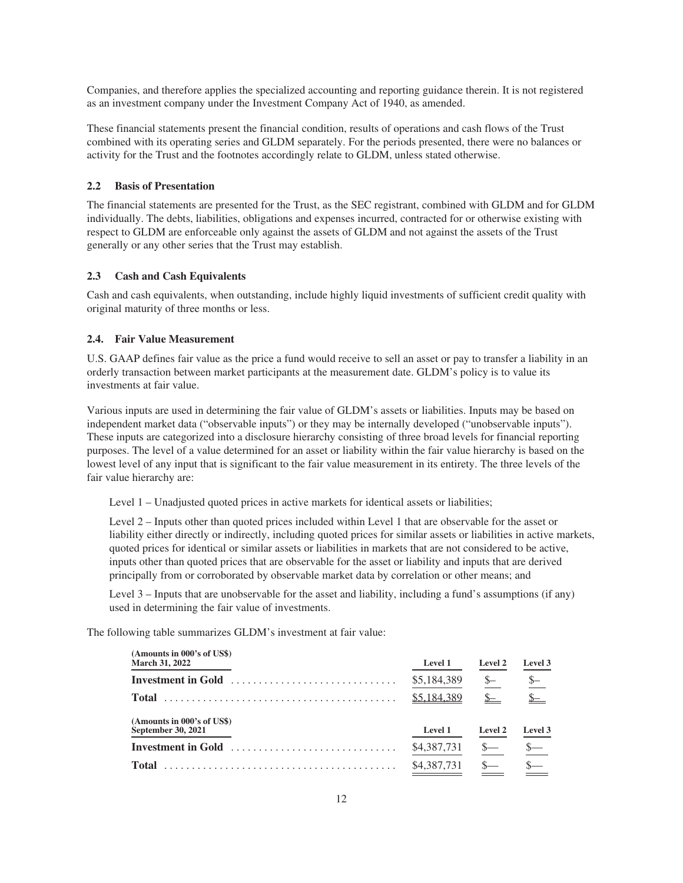Companies, and therefore applies the specialized accounting and reporting guidance therein. It is not registered as an investment company under the Investment Company Act of 1940, as amended.

These financial statements present the financial condition, results of operations and cash flows of the Trust combined with its operating series and GLDM separately. For the periods presented, there were no balances or activity for the Trust and the footnotes accordingly relate to GLDM, unless stated otherwise.

### 2.2 Basis of Presentation

The financial statements are presented for the Trust, as the SEC registrant, combined with GLDM and for GLDM individually. The debts, liabilities, obligations and expenses incurred, contracted for or otherwise existing with respect to GLDM are enforceable only against the assets of GLDM and not against the assets of the Trust generally or any other series that the Trust may establish.

### 2.3 Cash and Cash Equivalents

Cash and cash equivalents, when outstanding, include highly liquid investments of sufficient credit quality with original maturity of three months or less.

### 2.4. Fair Value Measurement

U.S. GAAP defines fair value as the price a fund would receive to sell an asset or pay to transfer a liability in an orderly transaction between market participants at the measurement date. GLDM's policy is to value its investments at fair value.

Various inputs are used in determining the fair value of GLDM's assets or liabilities. Inputs may be based on independent market data ("observable inputs") or they may be internally developed ("unobservable inputs"). These inputs are categorized into a disclosure hierarchy consisting of three broad levels for financial reporting purposes. The level of a value determined for an asset or liability within the fair value hierarchy is based on the lowest level of any input that is significant to the fair value measurement in its entirety. The three levels of the fair value hierarchy are:

Level 1 – Unadjusted quoted prices in active markets for identical assets or liabilities;

Level 2 – Inputs other than quoted prices included within Level 1 that are observable for the asset or liability either directly or indirectly, including quoted prices for similar assets or liabilities in active markets, quoted prices for identical or similar assets or liabilities in markets that are not considered to be active, inputs other than quoted prices that are observable for the asset or liability and inputs that are derived principally from or corroborated by observable market data by correlation or other means; and

Level 3 – Inputs that are unobservable for the asset and liability, including a fund's assumptions (if any) used in determining the fair value of investments.

The following table summarizes GLDM's investment at fair value:

| (Amounts in 000's of US$) March 31, 2022 | Level 1 | Level 2 | Level 3 |
|---|---|---|---|
| **Investment in Gold** | $5,184,389 | $– | $– |
| **Total** | $5,184,389 | $– | $– |

| (Amounts in 000's of US$) September 30, 2021 | Level 1 | Level 2 | Level 3 |
|---|---|---|---|
| **Investment in Gold** | $4,387,731 | $— | $— |
| **Total** | $4,387,731 | $— | $— |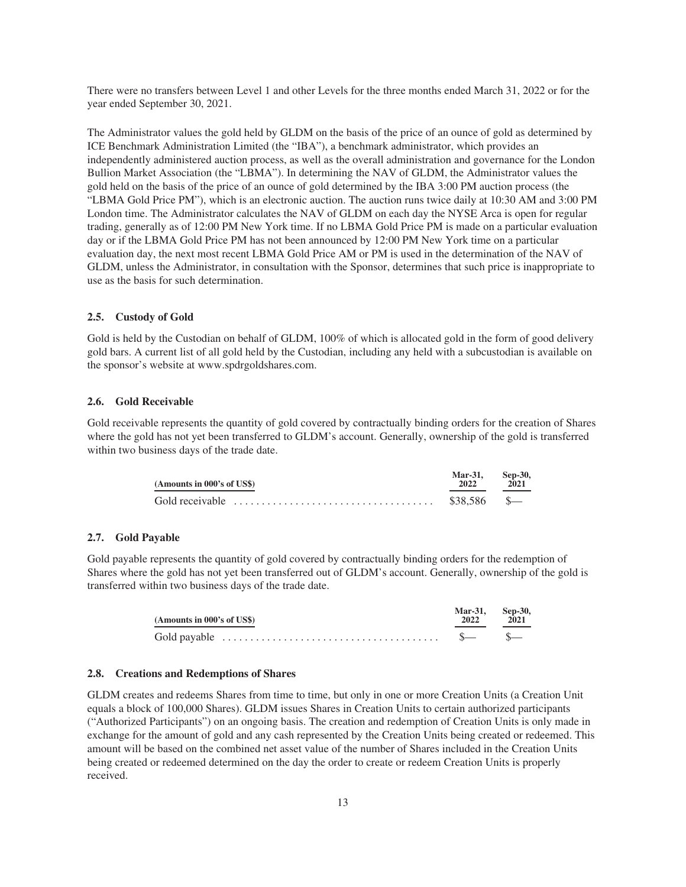There were no transfers between Level 1 and other Levels for the three months ended March 31, 2022 or for the year ended September 30, 2021.

The Administrator values the gold held by GLDM on the basis of the price of an ounce of gold as determined by ICE Benchmark Administration Limited (the "IBA"), a benchmark administrator, which provides an independently administered auction process, as well as the overall administration and governance for the London Bullion Market Association (the "LBMA"). In determining the NAV of GLDM, the Administrator values the gold held on the basis of the price of an ounce of gold determined by the IBA 3:00 PM auction process (the "LBMA Gold Price PM"), which is an electronic auction. The auction runs twice daily at 10:30 AM and 3:00 PM London time. The Administrator calculates the NAV of GLDM on each day the NYSE Arca is open for regular trading, generally as of 12:00 PM New York time. If no LBMA Gold Price PM is made on a particular evaluation day or if the LBMA Gold Price PM has not been announced by 12:00 PM New York time on a particular evaluation day, the next most recent LBMA Gold Price AM or PM is used in the determination of the NAV of GLDM, unless the Administrator, in consultation with the Sponsor, determines that such price is inappropriate to use as the basis for such determination.

### 2.5. Custody of Gold

Gold is held by the Custodian on behalf of GLDM, 100% of which is allocated gold in the form of good delivery gold bars. A current list of all gold held by the Custodian, including any held with a subcustodian is available on the sponsor's website at www.spdrgoldshares.com.

### 2.6. Gold Receivable

Gold receivable represents the quantity of gold covered by contractually binding orders for the creation of Shares where the gold has not yet been transferred to GLDM's account. Generally, ownership of the gold is transferred within two business days of the trade date.

| (Amounts in 000's of US$) | Mar-31, 2022 | Sep-30, 2021 |
|---|---|---|
| Gold receivable | $38,586 | $— |

### 2.7. Gold Payable

Gold payable represents the quantity of gold covered by contractually binding orders for the redemption of Shares where the gold has not yet been transferred out of GLDM's account. Generally, ownership of the gold is transferred within two business days of the trade date.

| (Amounts in 000's of US$) | Mar-31, 2022 | Sep-30, 2021 |
|---|---|---|
| Gold payable | $— | $— |

### 2.8. Creations and Redemptions of Shares

GLDM creates and redeems Shares from time to time, but only in one or more Creation Units (a Creation Unit equals a block of 100,000 Shares). GLDM issues Shares in Creation Units to certain authorized participants ("Authorized Participants") on an ongoing basis. The creation and redemption of Creation Units is only made in exchange for the amount of gold and any cash represented by the Creation Units being created or redeemed. This amount will be based on the combined net asset value of the number of Shares included in the Creation Units being created or redeemed determined on the day the order to create or redeem Creation Units is properly received.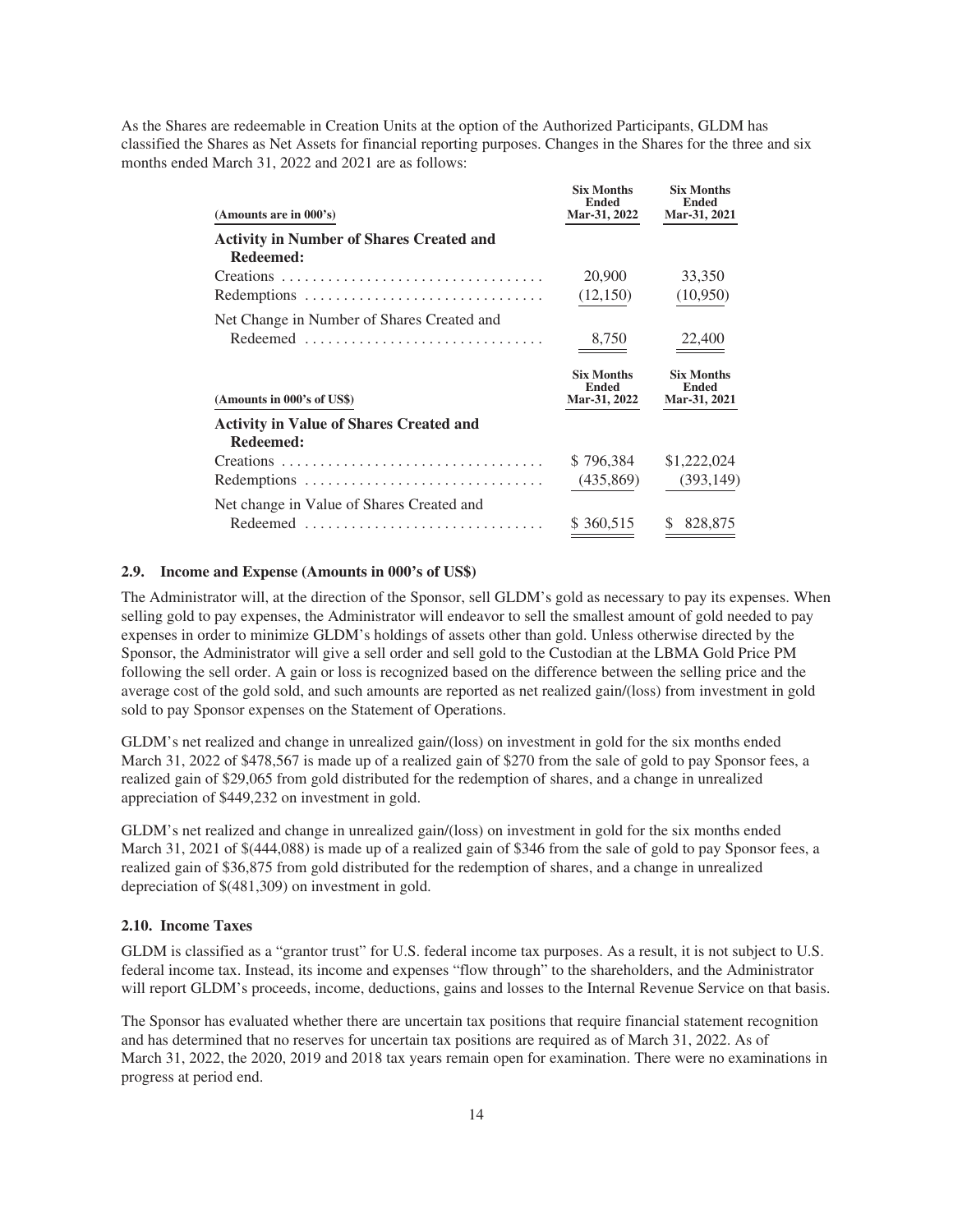As the Shares are redeemable in Creation Units at the option of the Authorized Participants, GLDM has classified the Shares as Net Assets for financial reporting purposes. Changes in the Shares for the three and six months ended March 31, 2022 and 2021 are as follows:

| (Amounts are in 000's) | Six Months Ended Mar-31, 2022 | Six Months Ended Mar-31, 2021 |
|---|---|---|
| **Activity in Number of Shares Created and Redeemed:** | | |
| Creations | 20,900 | 33,350 |
| Redemptions | (12,150) | (10,950) |
| Net Change in Number of Shares Created and Redeemed | 8,750 | 22,400 |

| (Amounts in 000's of US$) | Six Months Ended Mar-31, 2022 | Six Months Ended Mar-31, 2021 |
|---|---|---|
| **Activity in Value of Shares Created and Redeemed:** | | |
| Creations | $ 796,384 | $1,222,024 |
| Redemptions | (435,869) | (393,149) |
| Net change in Value of Shares Created and Redeemed | $ 360,515 | $ 828,875 |

### 2.9. Income and Expense (Amounts in 000's of US$)

The Administrator will, at the direction of the Sponsor, sell GLDM's gold as necessary to pay its expenses. When selling gold to pay expenses, the Administrator will endeavor to sell the smallest amount of gold needed to pay expenses in order to minimize GLDM's holdings of assets other than gold. Unless otherwise directed by the Sponsor, the Administrator will give a sell order and sell gold to the Custodian at the LBMA Gold Price PM following the sell order. A gain or loss is recognized based on the difference between the selling price and the average cost of the gold sold, and such amounts are reported as net realized gain/(loss) from investment in gold sold to pay Sponsor expenses on the Statement of Operations.

GLDM's net realized and change in unrealized gain/(loss) on investment in gold for the six months ended March 31, 2022 of $478,567 is made up of a realized gain of $270 from the sale of gold to pay Sponsor fees, a realized gain of $29,065 from gold distributed for the redemption of shares, and a change in unrealized appreciation of $449,232 on investment in gold.

GLDM's net realized and change in unrealized gain/(loss) on investment in gold for the six months ended March 31, 2021 of $(444,088) is made up of a realized gain of $346 from the sale of gold to pay Sponsor fees, a realized gain of $36,875 from gold distributed for the redemption of shares, and a change in unrealized depreciation of $(481,309) on investment in gold.

### 2.10. Income Taxes

GLDM is classified as a "grantor trust" for U.S. federal income tax purposes. As a result, it is not subject to U.S. federal income tax. Instead, its income and expenses "flow through" to the shareholders, and the Administrator will report GLDM's proceeds, income, deductions, gains and losses to the Internal Revenue Service on that basis.

The Sponsor has evaluated whether there are uncertain tax positions that require financial statement recognition and has determined that no reserves for uncertain tax positions are required as of March 31, 2022. As of March 31, 2022, the 2020, 2019 and 2018 tax years remain open for examination. There were no examinations in progress at period end.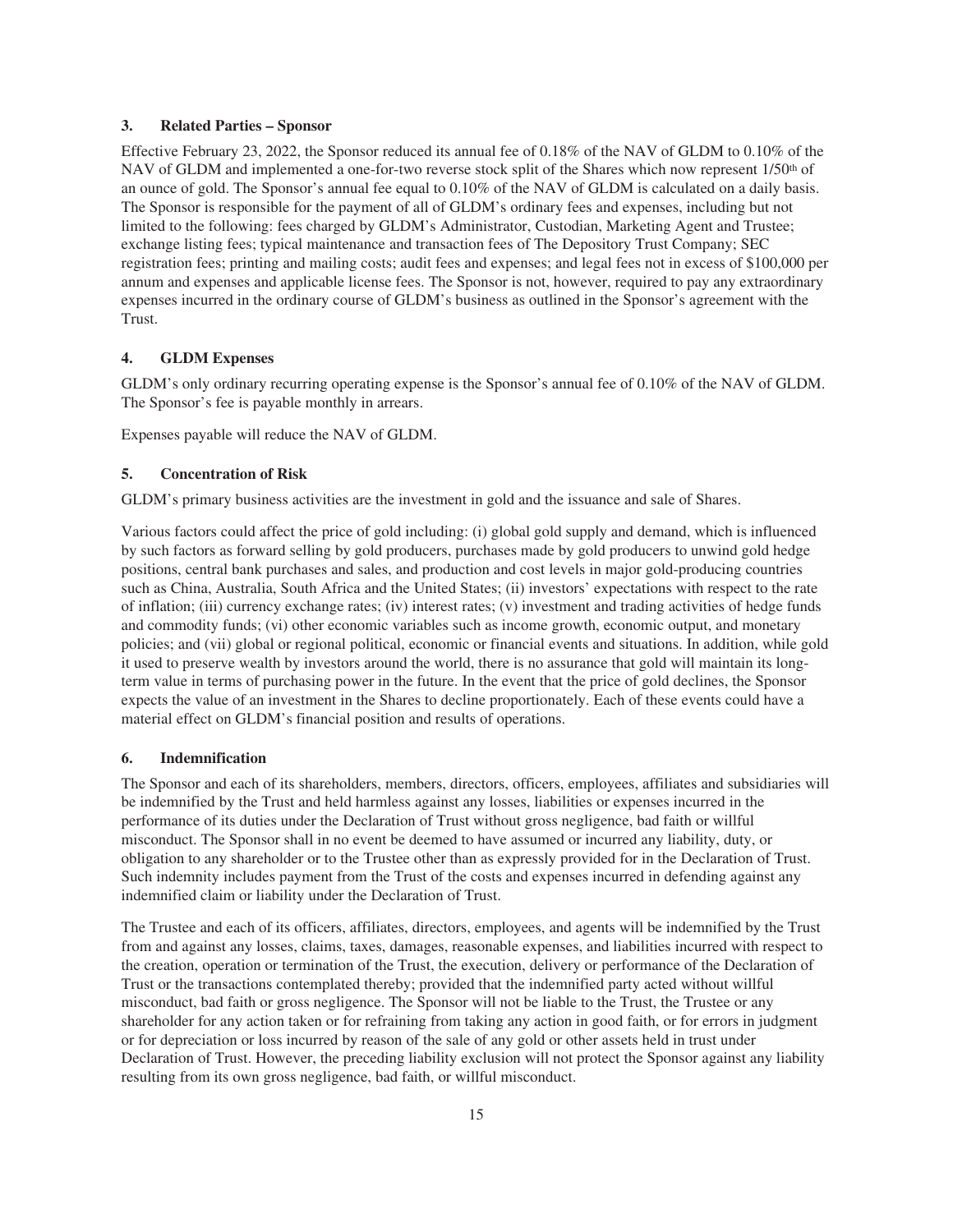### 3. Related Parties – Sponsor

Effective February 23, 2022, the Sponsor reduced its annual fee of 0.18% of the NAV of GLDM to 0.10% of the NAV of GLDM and implemented a one-for-two reverse stock split of the Shares which now represent 1/50th of an ounce of gold. The Sponsor's annual fee equal to 0.10% of the NAV of GLDM is calculated on a daily basis. The Sponsor is responsible for the payment of all of GLDM's ordinary fees and expenses, including but not limited to the following: fees charged by GLDM's Administrator, Custodian, Marketing Agent and Trustee; exchange listing fees; typical maintenance and transaction fees of The Depository Trust Company; SEC registration fees; printing and mailing costs; audit fees and expenses; and legal fees not in excess of $100,000 per annum and expenses and applicable license fees. The Sponsor is not, however, required to pay any extraordinary expenses incurred in the ordinary course of GLDM's business as outlined in the Sponsor's agreement with the Trust.

### 4. GLDM Expenses

GLDM's only ordinary recurring operating expense is the Sponsor's annual fee of 0.10% of the NAV of GLDM. The Sponsor's fee is payable monthly in arrears.

Expenses payable will reduce the NAV of GLDM.

### 5. Concentration of Risk

GLDM's primary business activities are the investment in gold and the issuance and sale of Shares.

Various factors could affect the price of gold including: (i) global gold supply and demand, which is influenced by such factors as forward selling by gold producers, purchases made by gold producers to unwind gold hedge positions, central bank purchases and sales, and production and cost levels in major gold-producing countries such as China, Australia, South Africa and the United States; (ii) investors' expectations with respect to the rate of inflation; (iii) currency exchange rates; (iv) interest rates; (v) investment and trading activities of hedge funds and commodity funds; (vi) other economic variables such as income growth, economic output, and monetary policies; and (vii) global or regional political, economic or financial events and situations. In addition, while gold it used to preserve wealth by investors around the world, there is no assurance that gold will maintain its long-term value in terms of purchasing power in the future. In the event that the price of gold declines, the Sponsor expects the value of an investment in the Shares to decline proportionately. Each of these events could have a material effect on GLDM's financial position and results of operations.

### 6. Indemnification

The Sponsor and each of its shareholders, members, directors, officers, employees, affiliates and subsidiaries will be indemnified by the Trust and held harmless against any losses, liabilities or expenses incurred in the performance of its duties under the Declaration of Trust without gross negligence, bad faith or willful misconduct. The Sponsor shall in no event be deemed to have assumed or incurred any liability, duty, or obligation to any shareholder or to the Trustee other than as expressly provided for in the Declaration of Trust. Such indemnity includes payment from the Trust of the costs and expenses incurred in defending against any indemnified claim or liability under the Declaration of Trust.

The Trustee and each of its officers, affiliates, directors, employees, and agents will be indemnified by the Trust from and against any losses, claims, taxes, damages, reasonable expenses, and liabilities incurred with respect to the creation, operation or termination of the Trust, the execution, delivery or performance of the Declaration of Trust or the transactions contemplated thereby; provided that the indemnified party acted without willful misconduct, bad faith or gross negligence. The Sponsor will not be liable to the Trust, the Trustee or any shareholder for any action taken or for refraining from taking any action in good faith, or for errors in judgment or for depreciation or loss incurred by reason of the sale of any gold or other assets held in trust under Declaration of Trust. However, the preceding liability exclusion will not protect the Sponsor against any liability resulting from its own gross negligence, bad faith, or willful misconduct.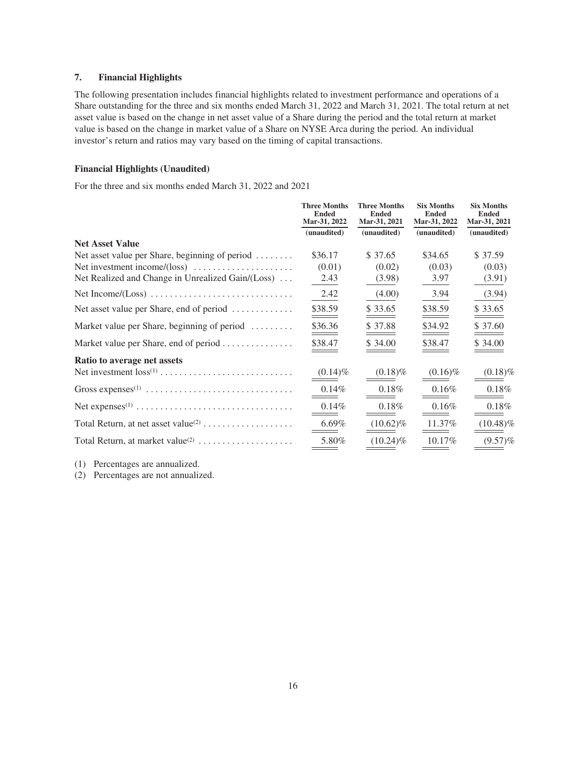### 7. Financial Highlights

The following presentation includes financial highlights related to investment performance and operations of a Share outstanding for the three and six months ended March 31, 2022 and March 31, 2021. The total return at net asset value is based on the change in net asset value of a Share during the period and the total return at market value is based on the change in market value of a Share on NYSE Arca during the period. An individual investor's return and ratios may vary based on the timing of capital transactions.

**Financial Highlights (Unaudited)**

For the three and six months ended March 31, 2022 and 2021

| | Three Months Ended Mar-31, 2022 (unaudited) | Three Months Ended Mar-31, 2021 (unaudited) | Six Months Ended Mar-31, 2022 (unaudited) | Six Months Ended Mar-31, 2021 (unaudited) |
|---|---|---|---|---|
| **Net Asset Value** | | | | |
| Net asset value per Share, beginning of period | $36.17 | $ 37.65 | $34.65 | $ 37.59 |
| Net investment income/(loss) | (0.01) | (0.02) | (0.03) | (0.03) |
| Net Realized and Change in Unrealized Gain/(Loss) | 2.43 | (3.98) | 3.97 | (3.91) |
| Net Income/(Loss) | 2.42 | (4.00) | 3.94 | (3.94) |
| Net asset value per Share, end of period | $38.59 | $ 33.65 | $38.59 | $ 33.65 |
| Market value per Share, beginning of period | $36.36 | $ 37.88 | $34.92 | $ 37.60 |
| Market value per Share, end of period | $38.47 | $ 34.00 | $38.47 | $ 34.00 |
| **Ratio to average net assets** | | | | |
| Net investment loss[1] | (0.14)% | (0.18)% | (0.16)% | (0.18)% |
| Gross expenses[1] | 0.14% | 0.18% | 0.16% | 0.18% |
| Net expenses[1] | 0.14% | 0.18% | 0.16% | 0.18% |
| Total Return, at net asset value[2] | 6.69% | (10.62)% | 11.37% | (10.48)% |
| Total Return, at market value[2] | 5.80% | (10.24)% | 10.17% | (9.57)% |

(1) Percentages are annualized.

(2) Percentages are not annualized.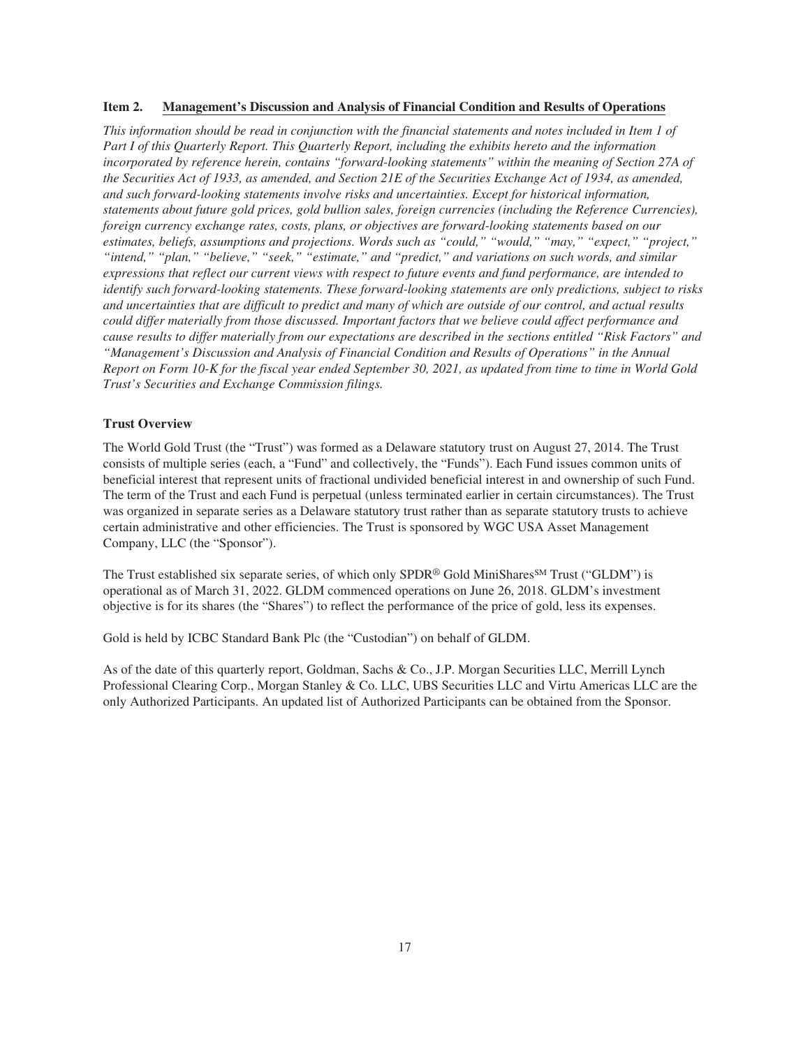## Item 2. Management's Discussion and Analysis of Financial Condition and Results of Operations

*This information should be read in conjunction with the financial statements and notes included in Item 1 of Part I of this Quarterly Report. This Quarterly Report, including the exhibits hereto and the information incorporated by reference herein, contains "forward-looking statements" within the meaning of Section 27A of the Securities Act of 1933, as amended, and Section 21E of the Securities Exchange Act of 1934, as amended, and such forward-looking statements involve risks and uncertainties. Except for historical information, statements about future gold prices, gold bullion sales, foreign currencies (including the Reference Currencies), foreign currency exchange rates, costs, plans, or objectives are forward-looking statements based on our estimates, beliefs, assumptions and projections. Words such as "could," "would," "may," "expect," "project," "intend," "plan," "believe," "seek," "estimate," and "predict," and variations on such words, and similar expressions that reflect our current views with respect to future events and fund performance, are intended to identify such forward-looking statements. These forward-looking statements are only predictions, subject to risks and uncertainties that are difficult to predict and many of which are outside of our control, and actual results could differ materially from those discussed. Important factors that we believe could affect performance and cause results to differ materially from our expectations are described in the sections entitled "Risk Factors" and "Management's Discussion and Analysis of Financial Condition and Results of Operations" in the Annual Report on Form 10-K for the fiscal year ended September 30, 2021, as updated from time to time in World Gold Trust's Securities and Exchange Commission filings.*

### Trust Overview

The World Gold Trust (the "Trust") was formed as a Delaware statutory trust on August 27, 2014. The Trust consists of multiple series (each, a "Fund" and collectively, the "Funds"). Each Fund issues common units of beneficial interest that represent units of fractional undivided beneficial interest in and ownership of such Fund. The term of the Trust and each Fund is perpetual (unless terminated earlier in certain circumstances). The Trust was organized in separate series as a Delaware statutory trust rather than as separate statutory trusts to achieve certain administrative and other efficiencies. The Trust is sponsored by WGC USA Asset Management Company, LLC (the "Sponsor").

The Trust established six separate series, of which only SPDR® Gold MiniShares℠ Trust ("GLDM") is operational as of March 31, 2022. GLDM commenced operations on June 26, 2018. GLDM's investment objective is for its shares (the "Shares") to reflect the performance of the price of gold, less its expenses.

Gold is held by ICBC Standard Bank Plc (the "Custodian") on behalf of GLDM.

As of the date of this quarterly report, Goldman, Sachs & Co., J.P. Morgan Securities LLC, Merrill Lynch Professional Clearing Corp., Morgan Stanley & Co. LLC, UBS Securities LLC and Virtu Americas LLC are the only Authorized Participants. An updated list of Authorized Participants can be obtained from the Sponsor.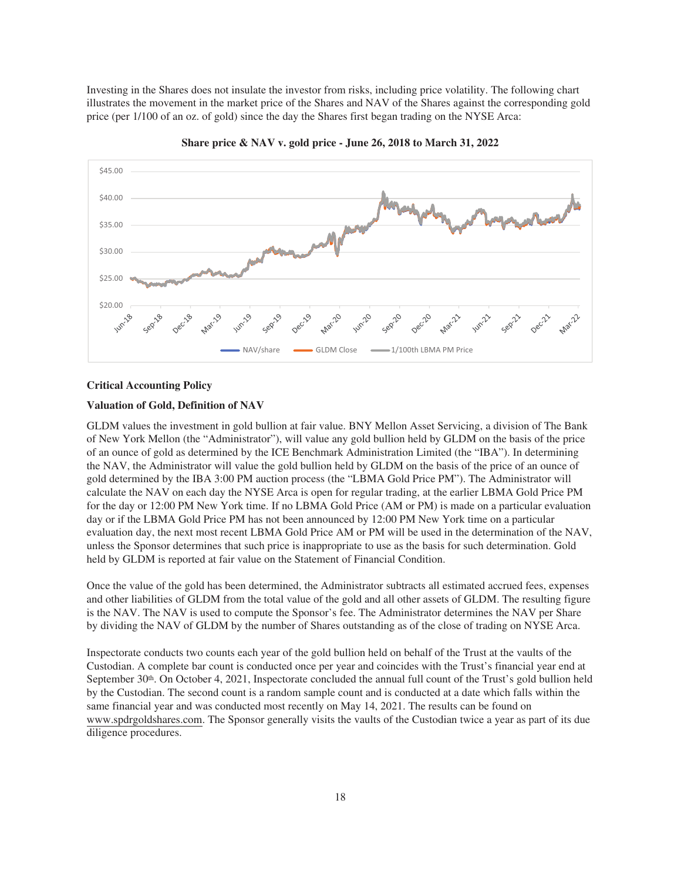Investing in the Shares does not insulate the investor from risks, including price volatility. The following chart illustrates the movement in the market price of the Shares and NAV of the Shares against the corresponding gold price (per 1/100 of an oz. of gold) since the day the Shares first began trading on the NYSE Arca:

**Share price & NAV v. gold price - June 26, 2018 to March 31, 2022**

**Critical Accounting Policy**

**Valuation of Gold, Definition of NAV**

GLDM values the investment in gold bullion at fair value. BNY Mellon Asset Servicing, a division of The Bank of New York Mellon (the "Administrator"), will value any gold bullion held by GLDM on the basis of the price of an ounce of gold as determined by the ICE Benchmark Administration Limited (the "IBA"). In determining the NAV, the Administrator will value the gold bullion held by GLDM on the basis of the price of an ounce of gold determined by the IBA 3:00 PM auction process (the "LBMA Gold Price PM"). The Administrator will calculate the NAV on each day the NYSE Arca is open for regular trading, at the earlier LBMA Gold Price PM for the day or 12:00 PM New York time. If no LBMA Gold Price (AM or PM) is made on a particular evaluation day or if the LBMA Gold Price PM has not been announced by 12:00 PM New York time on a particular evaluation day, the next most recent LBMA Gold Price AM or PM will be used in the determination of the NAV, unless the Sponsor determines that such price is inappropriate to use as the basis for such determination. Gold held by GLDM is reported at fair value on the Statement of Financial Condition.

Once the value of the gold has been determined, the Administrator subtracts all estimated accrued fees, expenses and other liabilities of GLDM from the total value of the gold and all other assets of GLDM. The resulting figure is the NAV. The NAV is used to compute the Sponsor's fee. The Administrator determines the NAV per Share by dividing the NAV of GLDM by the number of Shares outstanding as of the close of trading on NYSE Arca.

Inspectorate conducts two counts each year of the gold bullion held on behalf of the Trust at the vaults of the Custodian. A complete bar count is conducted once per year and coincides with the Trust's financial year end at September 30th. On October 4, 2021, Inspectorate concluded the annual full count of the Trust's gold bullion held by the Custodian. The second count is a random sample count and is conducted at a date which falls within the same financial year and was conducted most recently on May 14, 2021. The results can be found on www.spdrgoldshares.com. The Sponsor generally visits the vaults of the Custodian twice a year as part of its due diligence procedures.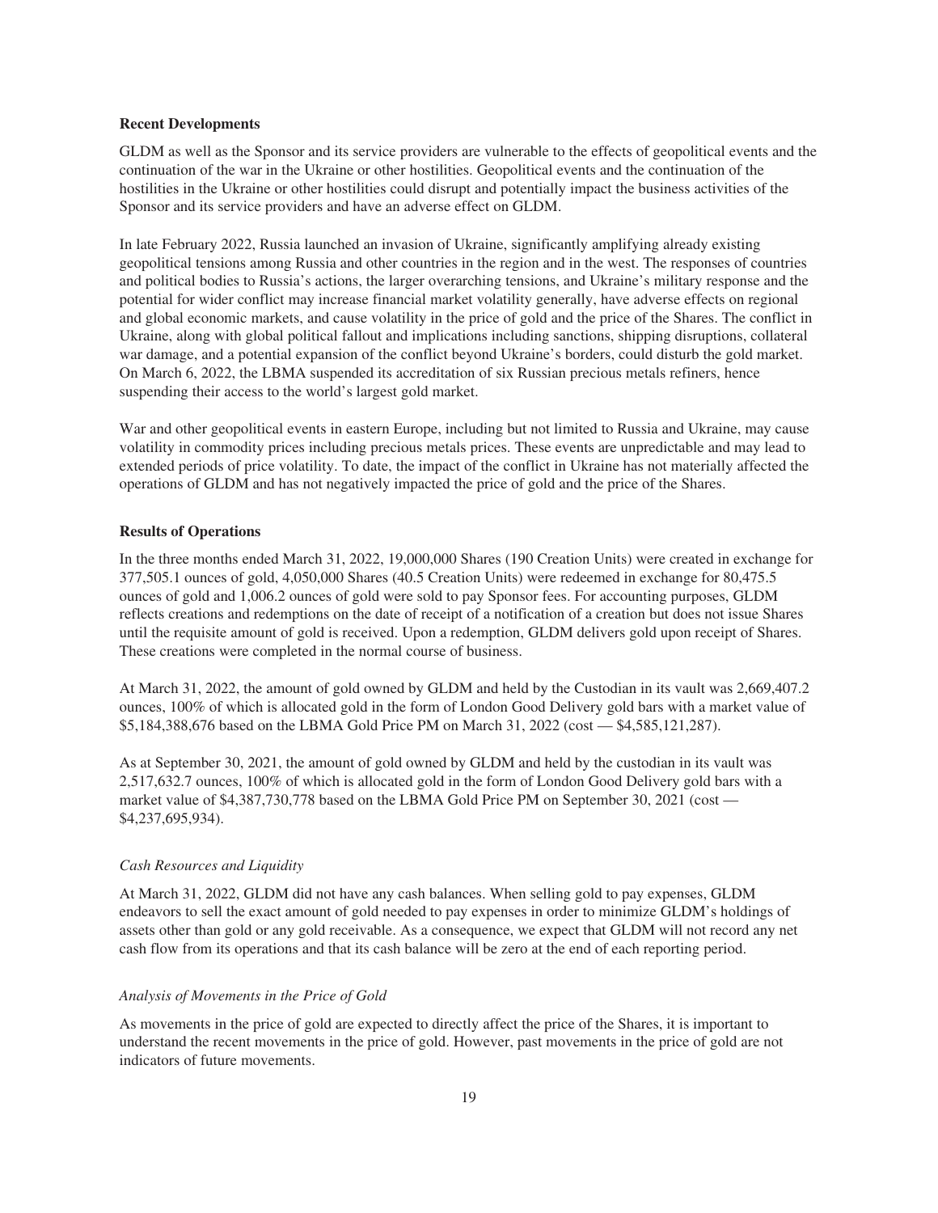**Recent Developments**

GLDM as well as the Sponsor and its service providers are vulnerable to the effects of geopolitical events and the continuation of the war in the Ukraine or other hostilities. Geopolitical events and the continuation of the hostilities in the Ukraine or other hostilities could disrupt and potentially impact the business activities of the Sponsor and its service providers and have an adverse effect on GLDM.

In late February 2022, Russia launched an invasion of Ukraine, significantly amplifying already existing geopolitical tensions among Russia and other countries in the region and in the west. The responses of countries and political bodies to Russia's actions, the larger overarching tensions, and Ukraine's military response and the potential for wider conflict may increase financial market volatility generally, have adverse effects on regional and global economic markets, and cause volatility in the price of gold and the price of the Shares. The conflict in Ukraine, along with global political fallout and implications including sanctions, shipping disruptions, collateral war damage, and a potential expansion of the conflict beyond Ukraine's borders, could disturb the gold market. On March 6, 2022, the LBMA suspended its accreditation of six Russian precious metals refiners, hence suspending their access to the world's largest gold market.

War and other geopolitical events in eastern Europe, including but not limited to Russia and Ukraine, may cause volatility in commodity prices including precious metals prices. These events are unpredictable and may lead to extended periods of price volatility. To date, the impact of the conflict in Ukraine has not materially affected the operations of GLDM and has not negatively impacted the price of gold and the price of the Shares.

**Results of Operations**

In the three months ended March 31, 2022, 19,000,000 Shares (190 Creation Units) were created in exchange for 377,505.1 ounces of gold, 4,050,000 Shares (40.5 Creation Units) were redeemed in exchange for 80,475.5 ounces of gold and 1,006.2 ounces of gold were sold to pay Sponsor fees. For accounting purposes, GLDM reflects creations and redemptions on the date of receipt of a notification of a creation but does not issue Shares until the requisite amount of gold is received. Upon a redemption, GLDM delivers gold upon receipt of Shares. These creations were completed in the normal course of business.

At March 31, 2022, the amount of gold owned by GLDM and held by the Custodian in its vault was 2,669,407.2 ounces, 100% of which is allocated gold in the form of London Good Delivery gold bars with a market value of $5,184,388,676 based on the LBMA Gold Price PM on March 31, 2022 (cost — $4,585,121,287).

As at September 30, 2021, the amount of gold owned by GLDM and held by the custodian in its vault was 2,517,632.7 ounces, 100% of which is allocated gold in the form of London Good Delivery gold bars with a market value of $4,387,730,778 based on the LBMA Gold Price PM on September 30, 2021 (cost — $4,237,695,934).

*Cash Resources and Liquidity*

At March 31, 2022, GLDM did not have any cash balances. When selling gold to pay expenses, GLDM endeavors to sell the exact amount of gold needed to pay expenses in order to minimize GLDM's holdings of assets other than gold or any gold receivable. As a consequence, we expect that GLDM will not record any net cash flow from its operations and that its cash balance will be zero at the end of each reporting period.

*Analysis of Movements in the Price of Gold*

As movements in the price of gold are expected to directly affect the price of the Shares, it is important to understand the recent movements in the price of gold. However, past movements in the price of gold are not indicators of future movements.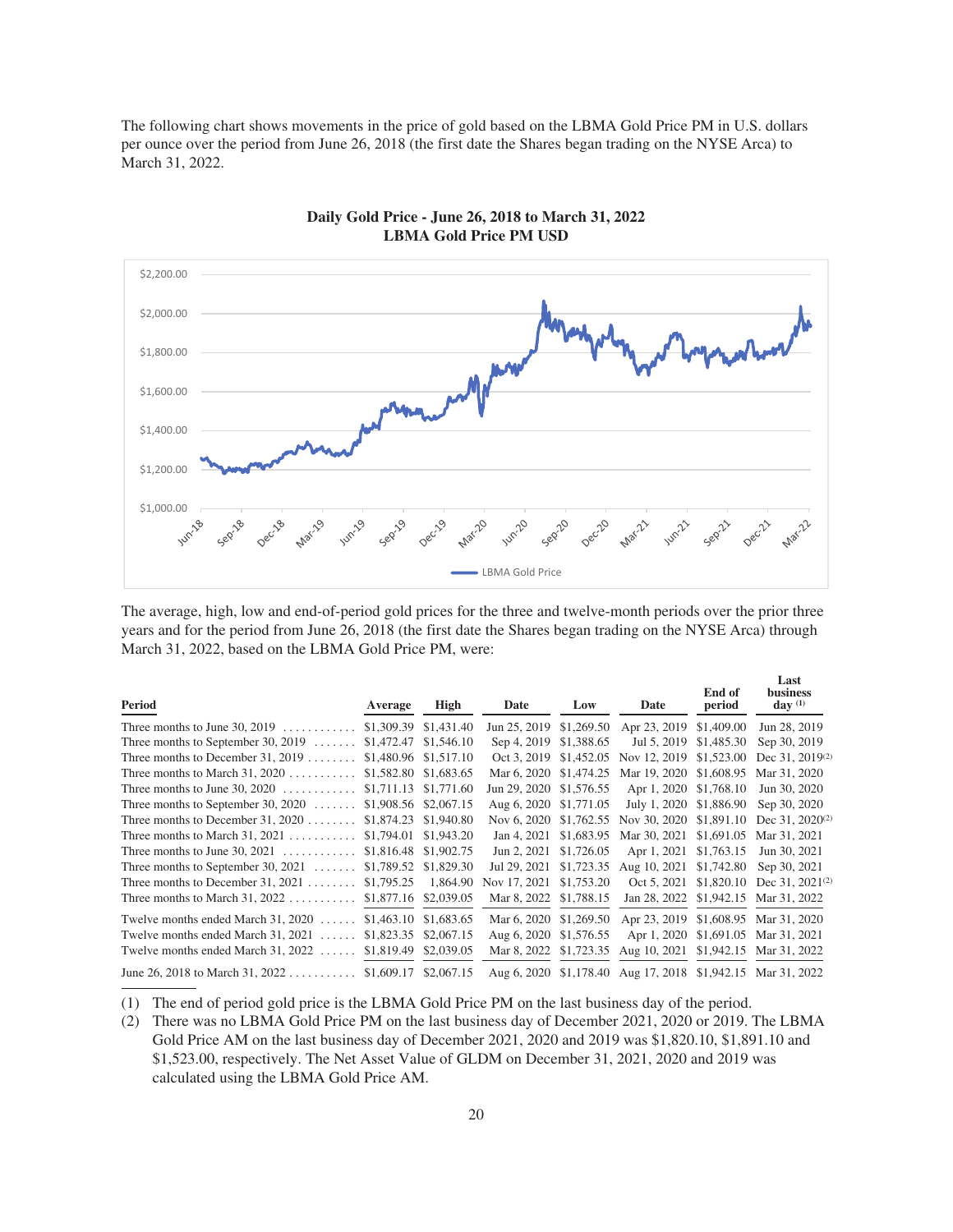The following chart shows movements in the price of gold based on the LBMA Gold Price PM in U.S. dollars per ounce over the period from June 26, 2018 (the first date the Shares began trading on the NYSE Arca) to March 31, 2022.

**Daily Gold Price - June 26, 2018 to March 31, 2022**
**LBMA Gold Price PM USD**

The average, high, low and end-of-period gold prices for the three and twelve-month periods over the prior three years and for the period from June 26, 2018 (the first date the Shares began trading on the NYSE Arca) through March 31, 2022, based on the LBMA Gold Price PM, were:

| Period | Average | High | Date | Low | Date | End of period | Last business day [1] |
|---|---|---|---|---|---|---|---|
| Three months to June 30, 2019 | $1,309.39 | $1,431.40 | Jun 25, 2019 | $1,269.50 | Apr 23, 2019 | $1,409.00 | Jun 28, 2019 |
| Three months to September 30, 2019 | $1,472.47 | $1,546.10 | Sep 4, 2019 | $1,388.65 | Jul 5, 2019 | $1,485.30 | Sep 30, 2019 |
| Three months to December 31, 2019 | $1,480.96 | $1,517.10 | Oct 3, 2019 | $1,452.05 | Nov 12, 2019 | $1,523.00 | Dec 31, 2019[2] |
| Three months to March 31, 2020 | $1,582.80 | $1,683.65 | Mar 6, 2020 | $1,474.25 | Mar 19, 2020 | $1,608.95 | Mar 31, 2020 |
| Three months to June 30, 2020 | $1,711.13 | $1,771.60 | Jun 29, 2020 | $1,576.55 | Apr 1, 2020 | $1,768.10 | Jun 30, 2020 |
| Three months to September 30, 2020 | $1,908.56 | $2,067.15 | Aug 6, 2020 | $1,771.05 | July 1, 2020 | $1,886.90 | Sep 30, 2020 |
| Three months to December 31, 2020 | $1,874.23 | $1,940.80 | Nov 6, 2020 | $1,762.55 | Nov 30, 2020 | $1,891.10 | Dec 31, 2020[2] |
| Three months to March 31, 2021 | $1,794.01 | $1,943.20 | Jan 4, 2021 | $1,683.95 | Mar 30, 2021 | $1,691.05 | Mar 31, 2021 |
| Three months to June 30, 2021 | $1,816.48 | $1,902.75 | Jun 2, 2021 | $1,726.05 | Apr 1, 2021 | $1,763.15 | Jun 30, 2021 |
| Three months to September 30, 2021 | $1,789.52 | $1,829.30 | Jul 29, 2021 | $1,723.35 | Aug 10, 2021 | $1,742.80 | Sep 30, 2021 |
| Three months to December 31, 2021 | $1,795.25 | 1,864.90 | Nov 17, 2021 | $1,753.20 | Oct 5, 2021 | $1,820.10 | Dec 31, 2021[2] |
| Three months to March 31, 2022 | $1,877.16 | $2,039.05 | Mar 8, 2022 | $1,788.15 | Jan 28, 2022 | $1,942.15 | Mar 31, 2022 |
| Twelve months ended March 31, 2020 | $1,463.10 | $1,683.65 | Mar 6, 2020 | $1,269.50 | Apr 23, 2019 | $1,608.95 | Mar 31, 2020 |
| Twelve months ended March 31, 2021 | $1,823.35 | $2,067.15 | Aug 6, 2020 | $1,576.55 | Apr 1, 2020 | $1,691.05 | Mar 31, 2021 |
| Twelve months ended March 31, 2022 | $1,819.49 | $2,039.05 | Mar 8, 2022 | $1,723.35 | Aug 10, 2021 | $1,942.15 | Mar 31, 2022 |
| June 26, 2018 to March 31, 2022 | $1,609.17 | $2,067.15 | Aug 6, 2020 | $1,178.40 | Aug 17, 2018 | $1,942.15 | Mar 31, 2022 |

(1) The end of period gold price is the LBMA Gold Price PM on the last business day of the period.

(2) There was no LBMA Gold Price PM on the last business day of December 2021, 2020 or 2019. The LBMA Gold Price AM on the last business day of December 2021, 2020 and 2019 was $1,820.10, $1,891.10 and $1,523.00, respectively. The Net Asset Value of GLDM on December 31, 2021, 2020 and 2019 was calculated using the LBMA Gold Price AM.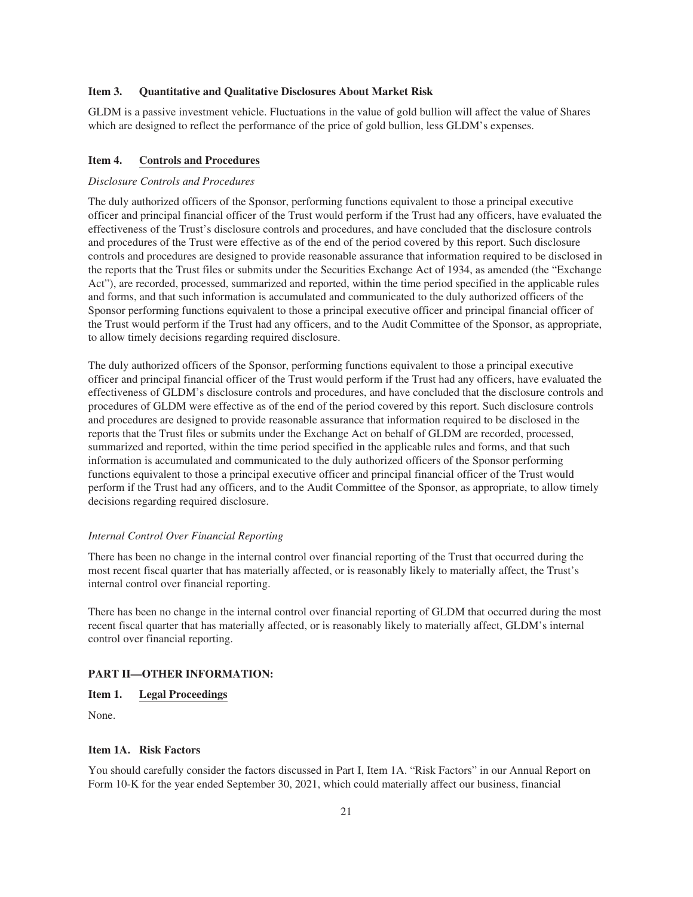**Item 3. Quantitative and Qualitative Disclosures About Market Risk**

GLDM is a passive investment vehicle. Fluctuations in the value of gold bullion will affect the value of Shares which are designed to reflect the performance of the price of gold bullion, less GLDM's expenses.

**Item 4. Controls and Procedures**

*Disclosure Controls and Procedures*

The duly authorized officers of the Sponsor, performing functions equivalent to those a principal executive officer and principal financial officer of the Trust would perform if the Trust had any officers, have evaluated the effectiveness of the Trust's disclosure controls and procedures, and have concluded that the disclosure controls and procedures of the Trust were effective as of the end of the period covered by this report. Such disclosure controls and procedures are designed to provide reasonable assurance that information required to be disclosed in the reports that the Trust files or submits under the Securities Exchange Act of 1934, as amended (the "Exchange Act"), are recorded, processed, summarized and reported, within the time period specified in the applicable rules and forms, and that such information is accumulated and communicated to the duly authorized officers of the Sponsor performing functions equivalent to those a principal executive officer and principal financial officer of the Trust would perform if the Trust had any officers, and to the Audit Committee of the Sponsor, as appropriate, to allow timely decisions regarding required disclosure.

The duly authorized officers of the Sponsor, performing functions equivalent to those a principal executive officer and principal financial officer of the Trust would perform if the Trust had any officers, have evaluated the effectiveness of GLDM's disclosure controls and procedures, and have concluded that the disclosure controls and procedures of GLDM were effective as of the end of the period covered by this report. Such disclosure controls and procedures are designed to provide reasonable assurance that information required to be disclosed in the reports that the Trust files or submits under the Exchange Act on behalf of GLDM are recorded, processed, summarized and reported, within the time period specified in the applicable rules and forms, and that such information is accumulated and communicated to the duly authorized officers of the Sponsor performing functions equivalent to those a principal executive officer and principal financial officer of the Trust would perform if the Trust had any officers, and to the Audit Committee of the Sponsor, as appropriate, to allow timely decisions regarding required disclosure.

*Internal Control Over Financial Reporting*

There has been no change in the internal control over financial reporting of the Trust that occurred during the most recent fiscal quarter that has materially affected, or is reasonably likely to materially affect, the Trust's internal control over financial reporting.

There has been no change in the internal control over financial reporting of GLDM that occurred during the most recent fiscal quarter that has materially affected, or is reasonably likely to materially affect, GLDM's internal control over financial reporting.

**PART II—OTHER INFORMATION:**

**Item 1. Legal Proceedings**

None.

**Item 1A. Risk Factors**

You should carefully consider the factors discussed in Part I, Item 1A. "Risk Factors" in our Annual Report on Form 10-K for the year ended September 30, 2021, which could materially affect our business, financial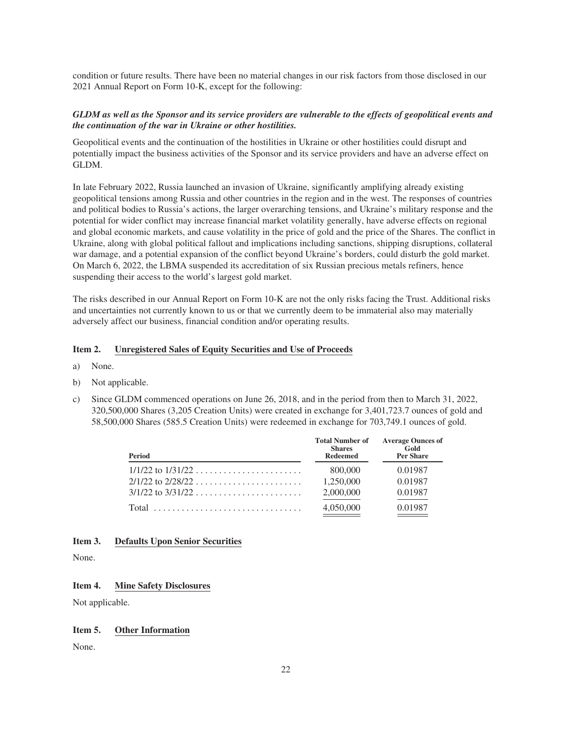condition or future results. There have been no material changes in our risk factors from those disclosed in our 2021 Annual Report on Form 10-K, except for the following:

***GLDM as well as the Sponsor and its service providers are vulnerable to the effects of geopolitical events and the continuation of the war in Ukraine or other hostilities.***

Geopolitical events and the continuation of the hostilities in Ukraine or other hostilities could disrupt and potentially impact the business activities of the Sponsor and its service providers and have an adverse effect on GLDM.

In late February 2022, Russia launched an invasion of Ukraine, significantly amplifying already existing geopolitical tensions among Russia and other countries in the region and in the west. The responses of countries and political bodies to Russia's actions, the larger overarching tensions, and Ukraine's military response and the potential for wider conflict may increase financial market volatility generally, have adverse effects on regional and global economic markets, and cause volatility in the price of gold and the price of the Shares. The conflict in Ukraine, along with global political fallout and implications including sanctions, shipping disruptions, collateral war damage, and a potential expansion of the conflict beyond Ukraine's borders, could disturb the gold market. On March 6, 2022, the LBMA suspended its accreditation of six Russian precious metals refiners, hence suspending their access to the world's largest gold market.

The risks described in our Annual Report on Form 10-K are not the only risks facing the Trust. Additional risks and uncertainties not currently known to us or that we currently deem to be immaterial also may materially adversely affect our business, financial condition and/or operating results.

## Item 2. Unregistered Sales of Equity Securities and Use of Proceeds

a) None.

b) Not applicable.

c) Since GLDM commenced operations on June 26, 2018, and in the period from then to March 31, 2022, 320,500,000 Shares (3,205 Creation Units) were created in exchange for 3,401,723.7 ounces of gold and 58,500,000 Shares (585.5 Creation Units) were redeemed in exchange for 703,749.1 ounces of gold.

| Period | Total Number of Shares Redeemed | Average Ounces of Gold Per Share |
|---|---|---|
| 1/1/22 to 1/31/22 | 800,000 | 0.01987 |
| 2/1/22 to 2/28/22 | 1,250,000 | 0.01987 |
| 3/1/22 to 3/31/22 | 2,000,000 | 0.01987 |
| Total | 4,050,000 | 0.01987 |

## Item 3. Defaults Upon Senior Securities

None.

## Item 4. Mine Safety Disclosures

Not applicable.

## Item 5. Other Information

None.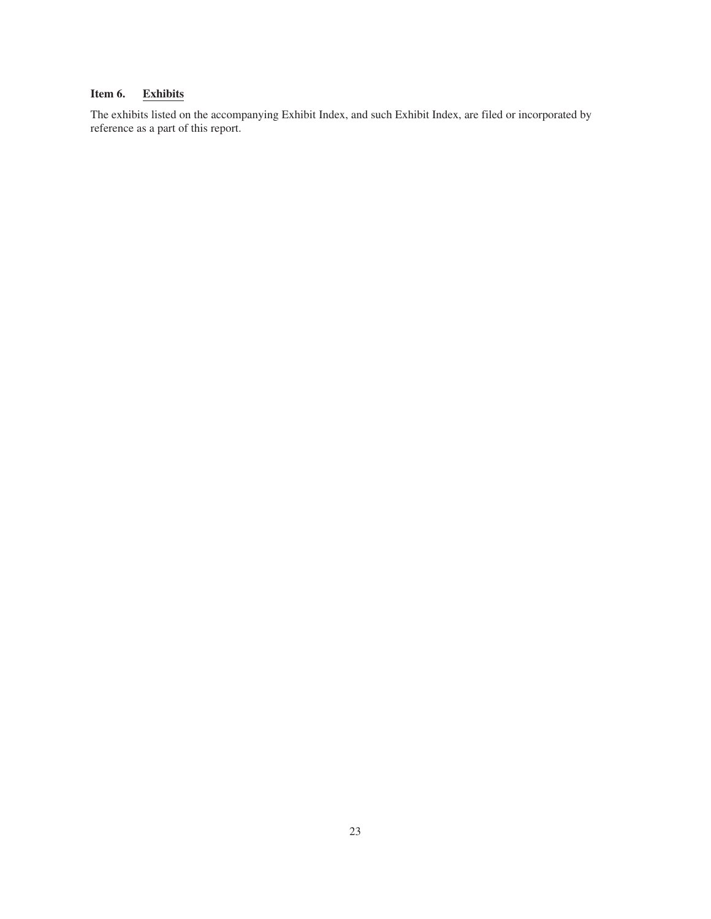### **Item 6. Exhibits**

The exhibits listed on the accompanying Exhibit Index, and such Exhibit Index, are filed or incorporated by reference as a part of this report.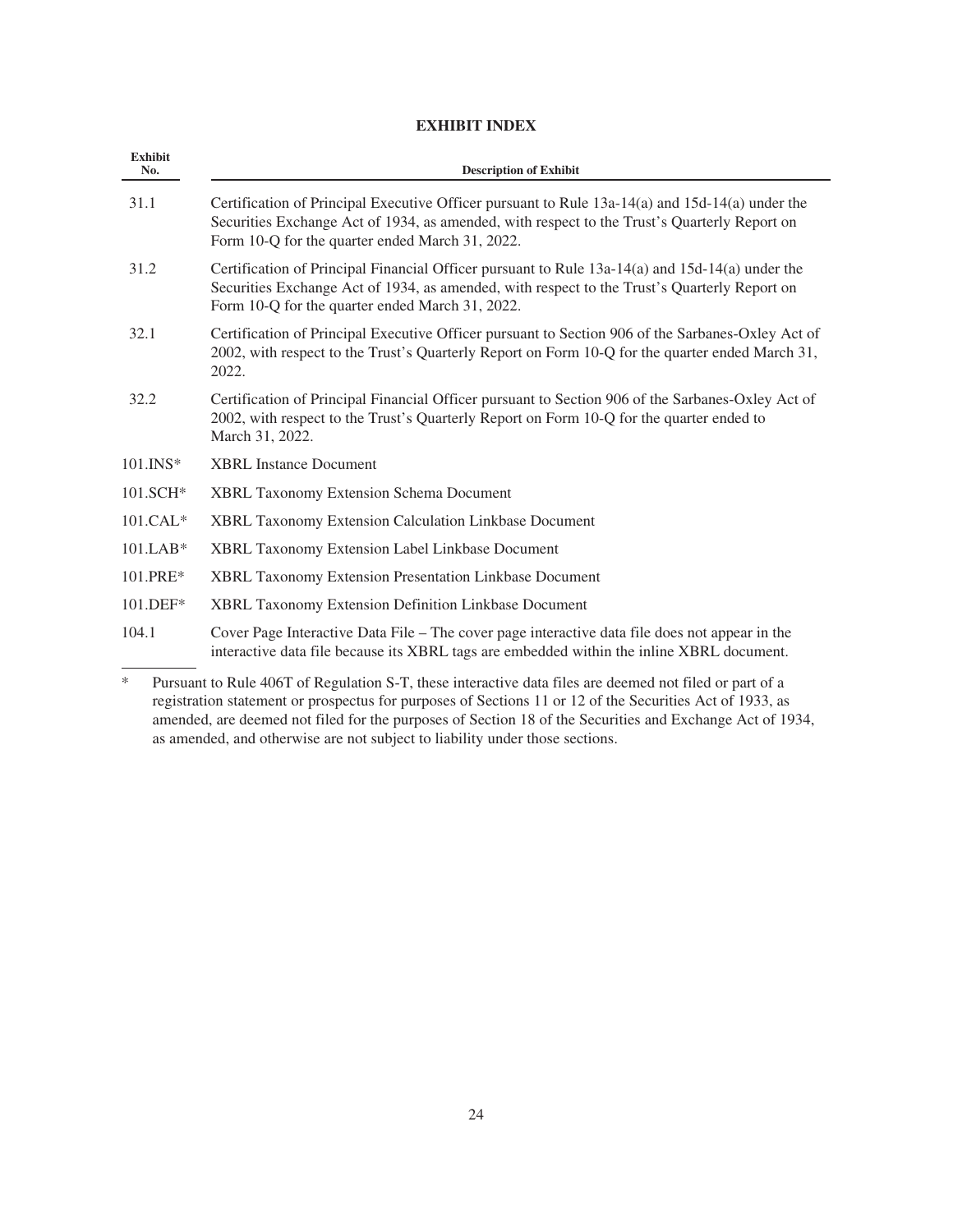# EXHIBIT INDEX

| Exhibit No. | Description of Exhibit |
|---|---|
| 31.1 | Certification of Principal Executive Officer pursuant to Rule 13a-14(a) and 15d-14(a) under the Securities Exchange Act of 1934, as amended, with respect to the Trust's Quarterly Report on Form 10-Q for the quarter ended March 31, 2022. |
| 31.2 | Certification of Principal Financial Officer pursuant to Rule 13a-14(a) and 15d-14(a) under the Securities Exchange Act of 1934, as amended, with respect to the Trust's Quarterly Report on Form 10-Q for the quarter ended March 31, 2022. |
| 32.1 | Certification of Principal Executive Officer pursuant to Section 906 of the Sarbanes-Oxley Act of 2002, with respect to the Trust's Quarterly Report on Form 10-Q for the quarter ended March 31, 2022. |
| 32.2 | Certification of Principal Financial Officer pursuant to Section 906 of the Sarbanes-Oxley Act of 2002, with respect to the Trust's Quarterly Report on Form 10-Q for the quarter ended to March 31, 2022. |
| 101.INS* | XBRL Instance Document |
| 101.SCH* | XBRL Taxonomy Extension Schema Document |
| 101.CAL* | XBRL Taxonomy Extension Calculation Linkbase Document |
| 101.LAB* | XBRL Taxonomy Extension Label Linkbase Document |
| 101.PRE* | XBRL Taxonomy Extension Presentation Linkbase Document |
| 101.DEF* | XBRL Taxonomy Extension Definition Linkbase Document |
| 104.1 | Cover Page Interactive Data File – The cover page interactive data file does not appear in the interactive data file because its XBRL tags are embedded within the inline XBRL document. |

\* Pursuant to Rule 406T of Regulation S-T, these interactive data files are deemed not filed or part of a registration statement or prospectus for purposes of Sections 11 or 12 of the Securities Act of 1933, as amended, are deemed not filed for the purposes of Section 18 of the Securities and Exchange Act of 1934, as amended, and otherwise are not subject to liability under those sections.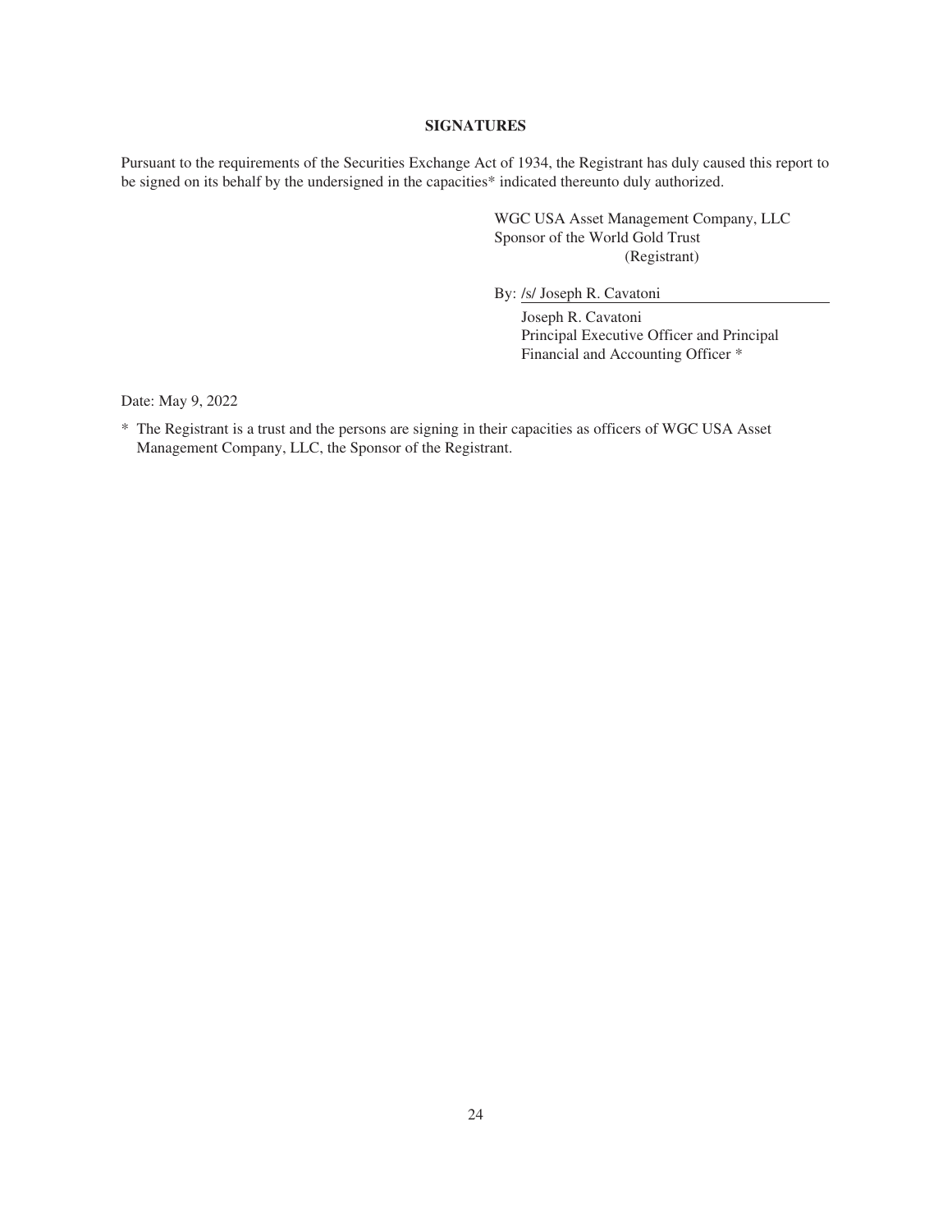## SIGNATURES

Pursuant to the requirements of the Securities Exchange Act of 1934, the Registrant has duly caused this report to be signed on its behalf by the undersigned in the capacities* indicated thereunto duly authorized.

WGC USA Asset Management Company, LLC
Sponsor of the World Gold Trust
(Registrant)

By: /s/ Joseph R. Cavatoni

Joseph R. Cavatoni
Principal Executive Officer and Principal Financial and Accounting Officer *

Date: May 9, 2022

* The Registrant is a trust and the persons are signing in their capacities as officers of WGC USA Asset Management Company, LLC, the Sponsor of the Registrant.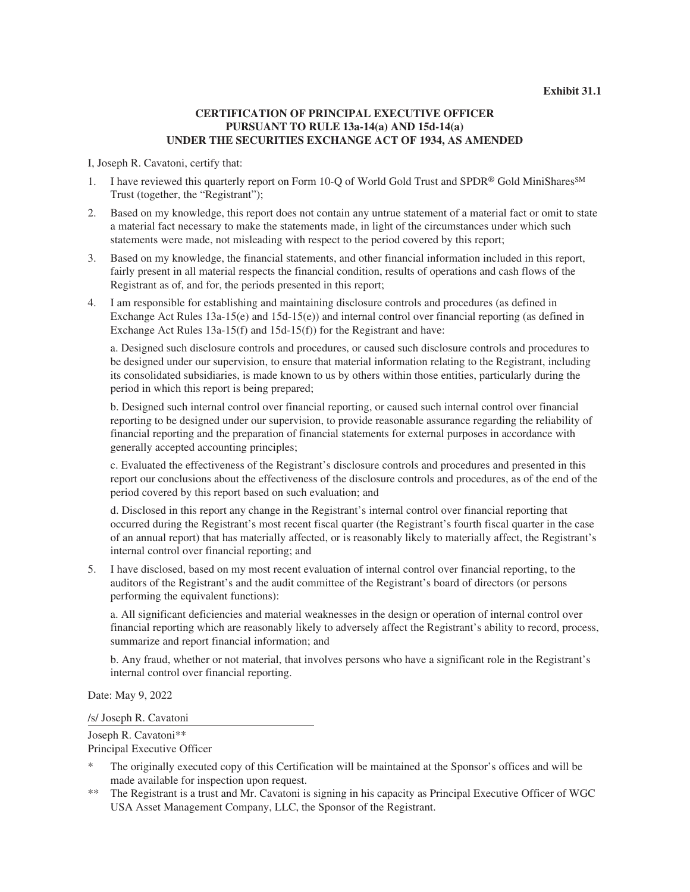**Exhibit 31.1**

**CERTIFICATION OF PRINCIPAL EXECUTIVE OFFICER
PURSUANT TO RULE 13a-14(a) AND 15d-14(a)
UNDER THE SECURITIES EXCHANGE ACT OF 1934, AS AMENDED**

I, Joseph R. Cavatoni, certify that:

1. I have reviewed this quarterly report on Form 10-Q of World Gold Trust and SPDR® Gold MiniShares℠ Trust (together, the "Registrant");
2. Based on my knowledge, this report does not contain any untrue statement of a material fact or omit to state a material fact necessary to make the statements made, in light of the circumstances under which such statements were made, not misleading with respect to the period covered by this report;
3. Based on my knowledge, the financial statements, and other financial information included in this report, fairly present in all material respects the financial condition, results of operations and cash flows of the Registrant as of, and for, the periods presented in this report;
4. I am responsible for establishing and maintaining disclosure controls and procedures (as defined in Exchange Act Rules 13a-15(e) and 15d-15(e)) and internal control over financial reporting (as defined in Exchange Act Rules 13a-15(f) and 15d-15(f)) for the Registrant and have:

   a. Designed such disclosure controls and procedures, or caused such disclosure controls and procedures to be designed under our supervision, to ensure that material information relating to the Registrant, including its consolidated subsidiaries, is made known to us by others within those entities, particularly during the period in which this report is being prepared;

   b. Designed such internal control over financial reporting, or caused such internal control over financial reporting to be designed under our supervision, to provide reasonable assurance regarding the reliability of financial reporting and the preparation of financial statements for external purposes in accordance with generally accepted accounting principles;

   c. Evaluated the effectiveness of the Registrant's disclosure controls and procedures and presented in this report our conclusions about the effectiveness of the disclosure controls and procedures, as of the end of the period covered by this report based on such evaluation; and

   d. Disclosed in this report any change in the Registrant's internal control over financial reporting that occurred during the Registrant's most recent fiscal quarter (the Registrant's fourth fiscal quarter in the case of an annual report) that has materially affected, or is reasonably likely to materially affect, the Registrant's internal control over financial reporting; and

5. I have disclosed, based on my most recent evaluation of internal control over financial reporting, to the auditors of the Registrant's and the audit committee of the Registrant's board of directors (or persons performing the equivalent functions):

   a. All significant deficiencies and material weaknesses in the design or operation of internal control over financial reporting which are reasonably likely to adversely affect the Registrant's ability to record, process, summarize and report financial information; and

   b. Any fraud, whether or not material, that involves persons who have a significant role in the Registrant's internal control over financial reporting.

Date: May 9, 2022

/s/ Joseph R. Cavatoni

Joseph R. Cavatoni**
Principal Executive Officer

\* The originally executed copy of this Certification will be maintained at the Sponsor's offices and will be made available for inspection upon request.

\** The Registrant is a trust and Mr. Cavatoni is signing in his capacity as Principal Executive Officer of WGC USA Asset Management Company, LLC, the Sponsor of the Registrant.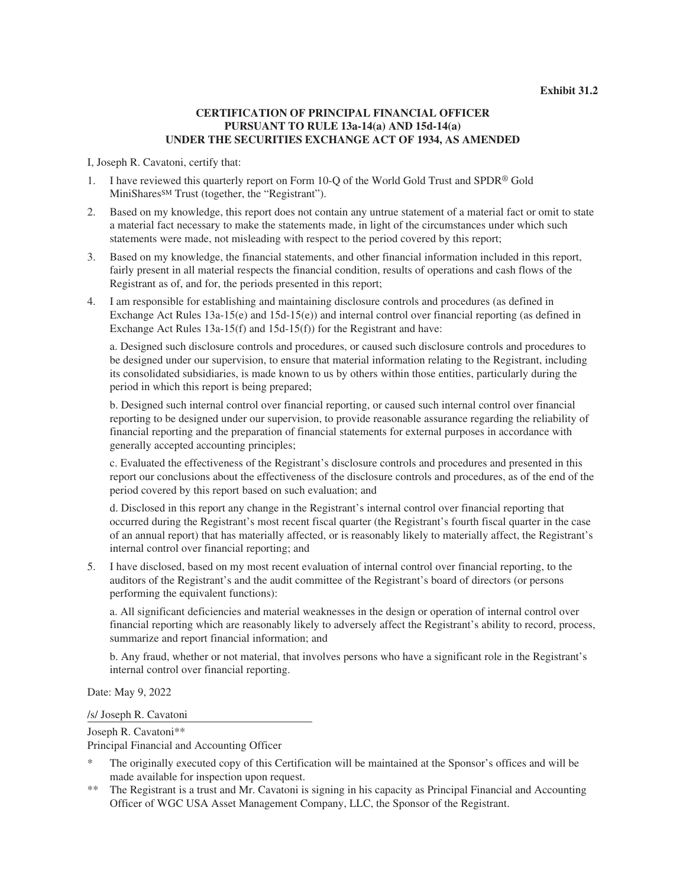**Exhibit 31.2**

**CERTIFICATION OF PRINCIPAL FINANCIAL OFFICER**
**PURSUANT TO RULE 13a-14(a) AND 15d-14(a)**
**UNDER THE SECURITIES EXCHANGE ACT OF 1934, AS AMENDED**

I, Joseph R. Cavatoni, certify that:

1. I have reviewed this quarterly report on Form 10-Q of the World Gold Trust and SPDR® Gold MiniShares℠ Trust (together, the "Registrant").

2. Based on my knowledge, this report does not contain any untrue statement of a material fact or omit to state a material fact necessary to make the statements made, in light of the circumstances under which such statements were made, not misleading with respect to the period covered by this report;

3. Based on my knowledge, the financial statements, and other financial information included in this report, fairly present in all material respects the financial condition, results of operations and cash flows of the Registrant as of, and for, the periods presented in this report;

4. I am responsible for establishing and maintaining disclosure controls and procedures (as defined in Exchange Act Rules 13a-15(e) and 15d-15(e)) and internal control over financial reporting (as defined in Exchange Act Rules 13a-15(f) and 15d-15(f)) for the Registrant and have:

   a. Designed such disclosure controls and procedures, or caused such disclosure controls and procedures to be designed under our supervision, to ensure that material information relating to the Registrant, including its consolidated subsidiaries, is made known to us by others within those entities, particularly during the period in which this report is being prepared;

   b. Designed such internal control over financial reporting, or caused such internal control over financial reporting to be designed under our supervision, to provide reasonable assurance regarding the reliability of financial reporting and the preparation of financial statements for external purposes in accordance with generally accepted accounting principles;

   c. Evaluated the effectiveness of the Registrant's disclosure controls and procedures and presented in this report our conclusions about the effectiveness of the disclosure controls and procedures, as of the end of the period covered by this report based on such evaluation; and

   d. Disclosed in this report any change in the Registrant's internal control over financial reporting that occurred during the Registrant's most recent fiscal quarter (the Registrant's fourth fiscal quarter in the case of an annual report) that has materially affected, or is reasonably likely to materially affect, the Registrant's internal control over financial reporting; and

5. I have disclosed, based on my most recent evaluation of internal control over financial reporting, to the auditors of the Registrant's and the audit committee of the Registrant's board of directors (or persons performing the equivalent functions):

   a. All significant deficiencies and material weaknesses in the design or operation of internal control over financial reporting which are reasonably likely to adversely affect the Registrant's ability to record, process, summarize and report financial information; and

   b. Any fraud, whether or not material, that involves persons who have a significant role in the Registrant's internal control over financial reporting.

Date: May 9, 2022

/s/ Joseph R. Cavatoni

Joseph R. Cavatoni**
Principal Financial and Accounting Officer

\* The originally executed copy of this Certification will be maintained at the Sponsor's offices and will be made available for inspection upon request.

** The Registrant is a trust and Mr. Cavatoni is signing in his capacity as Principal Financial and Accounting Officer of WGC USA Asset Management Company, LLC, the Sponsor of the Registrant.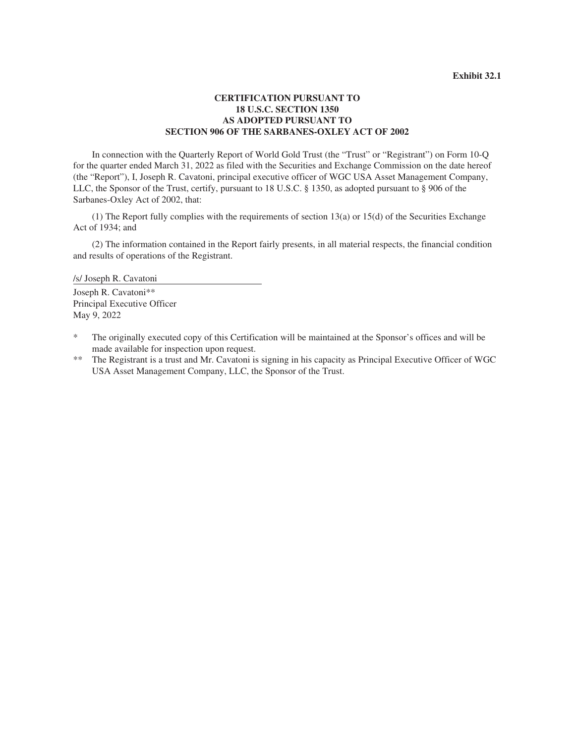**Exhibit 32.1**

**CERTIFICATION PURSUANT TO**
**18 U.S.C. SECTION 1350**
**AS ADOPTED PURSUANT TO**
**SECTION 906 OF THE SARBANES-OXLEY ACT OF 2002**

In connection with the Quarterly Report of World Gold Trust (the “Trust” or “Registrant”) on Form 10-Q for the quarter ended March 31, 2022 as filed with the Securities and Exchange Commission on the date hereof (the “Report”), I, Joseph R. Cavatoni, principal executive officer of WGC USA Asset Management Company, LLC, the Sponsor of the Trust, certify, pursuant to 18 U.S.C. § 1350, as adopted pursuant to § 906 of the Sarbanes-Oxley Act of 2002, that:

(1) The Report fully complies with the requirements of section 13(a) or 15(d) of the Securities Exchange Act of 1934; and

(2) The information contained in the Report fairly presents, in all material respects, the financial condition and results of operations of the Registrant.

/s/ Joseph R. Cavatoni

Joseph R. Cavatoni**
Principal Executive Officer
May 9, 2022

\* The originally executed copy of this Certification will be maintained at the Sponsor’s offices and will be made available for inspection upon request.

** The Registrant is a trust and Mr. Cavatoni is signing in his capacity as Principal Executive Officer of WGC USA Asset Management Company, LLC, the Sponsor of the Trust.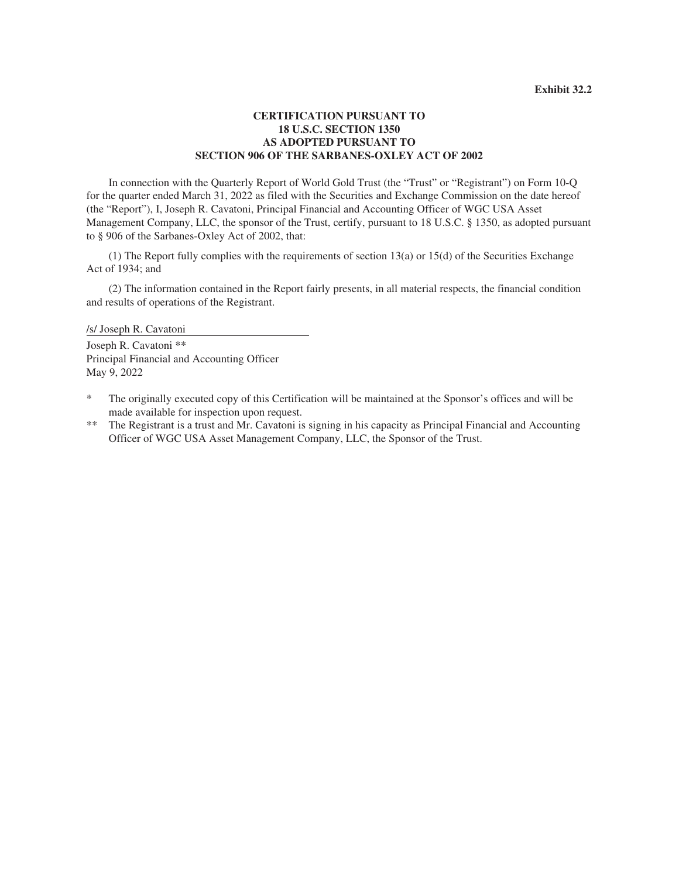**Exhibit 32.2**

**CERTIFICATION PURSUANT TO**
**18 U.S.C. SECTION 1350**
**AS ADOPTED PURSUANT TO**
**SECTION 906 OF THE SARBANES-OXLEY ACT OF 2002**

In connection with the Quarterly Report of World Gold Trust (the "Trust" or "Registrant") on Form 10-Q for the quarter ended March 31, 2022 as filed with the Securities and Exchange Commission on the date hereof (the "Report"), I, Joseph R. Cavatoni, Principal Financial and Accounting Officer of WGC USA Asset Management Company, LLC, the sponsor of the Trust, certify, pursuant to 18 U.S.C. § 1350, as adopted pursuant to § 906 of the Sarbanes-Oxley Act of 2002, that:

(1) The Report fully complies with the requirements of section 13(a) or 15(d) of the Securities Exchange Act of 1934; and

(2) The information contained in the Report fairly presents, in all material respects, the financial condition and results of operations of the Registrant.

/s/ Joseph R. Cavatoni

Joseph R. Cavatoni **
Principal Financial and Accounting Officer
May 9, 2022

\* The originally executed copy of this Certification will be maintained at the Sponsor's offices and will be made available for inspection upon request.

** The Registrant is a trust and Mr. Cavatoni is signing in his capacity as Principal Financial and Accounting Officer of WGC USA Asset Management Company, LLC, the Sponsor of the Trust.